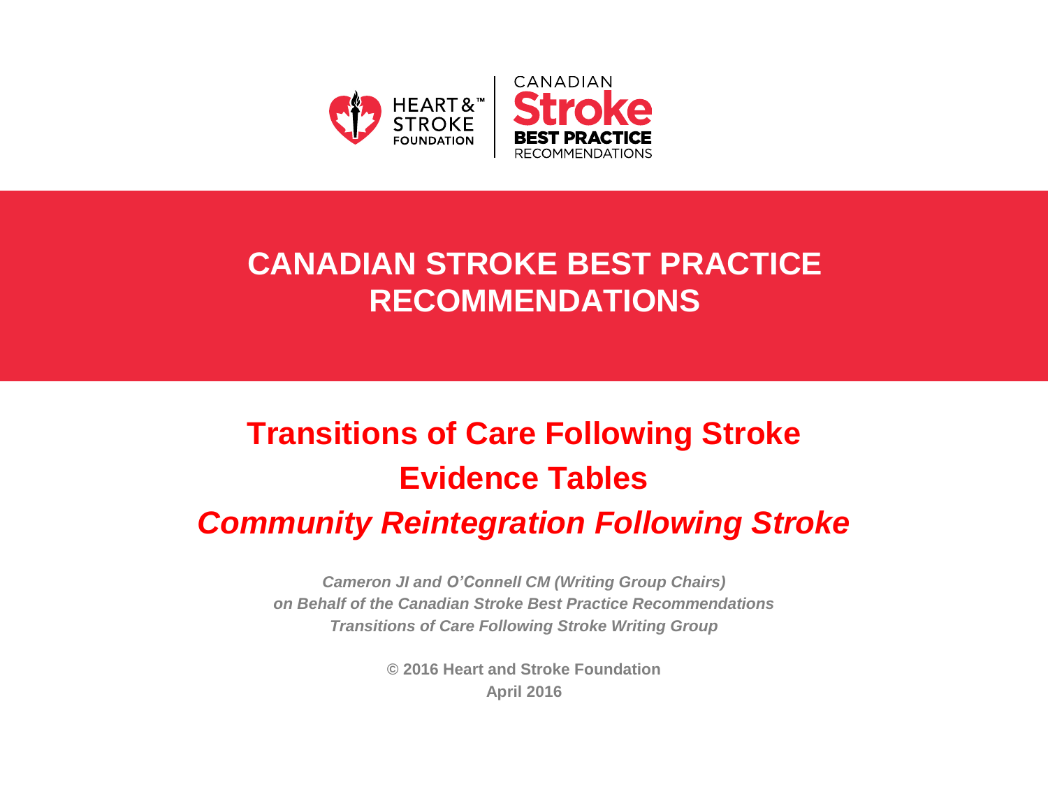HEART & STROKE FOUNDATION | CANADIAN Stroke BEST PRACTICE RECOMMENDATIONS

# CANADIAN STROKE BEST PRACTICE RECOMMENDATIONS

## Transitions of Care Following Stroke Evidence Tables

## *Community Reintegration Following Stroke*

***Cameron JI and O'Connell CM (Writing Group Chairs)***
***on Behalf of the Canadian Stroke Best Practice Recommendations***
***Transitions of Care Following Stroke Writing Group***

**© 2016 Heart and Stroke Foundation**
**April 2016**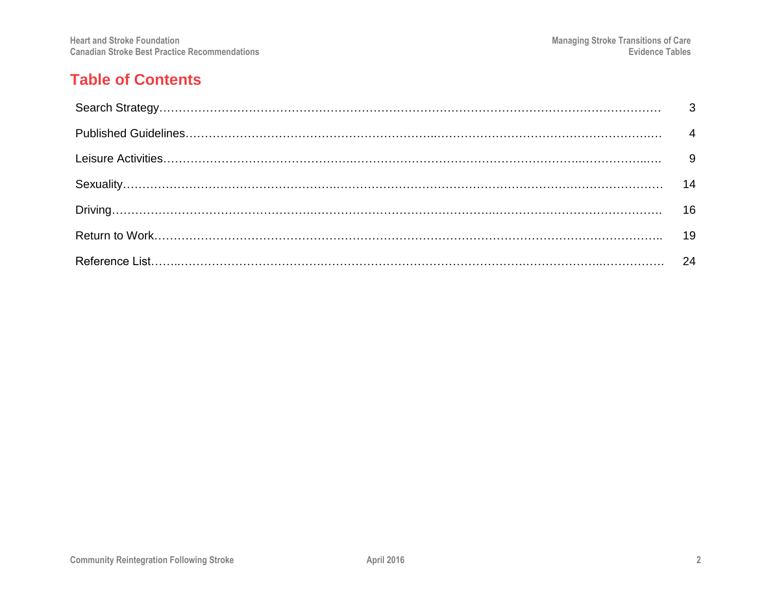# Table of Contents

| | |
|---|---|
| Search Strategy | 3 |
| Published Guidelines | 4 |
| Leisure Activities | 9 |
| Sexuality | 14 |
| Driving | 16 |
| Return to Work | 19 |
| Reference List | 24 |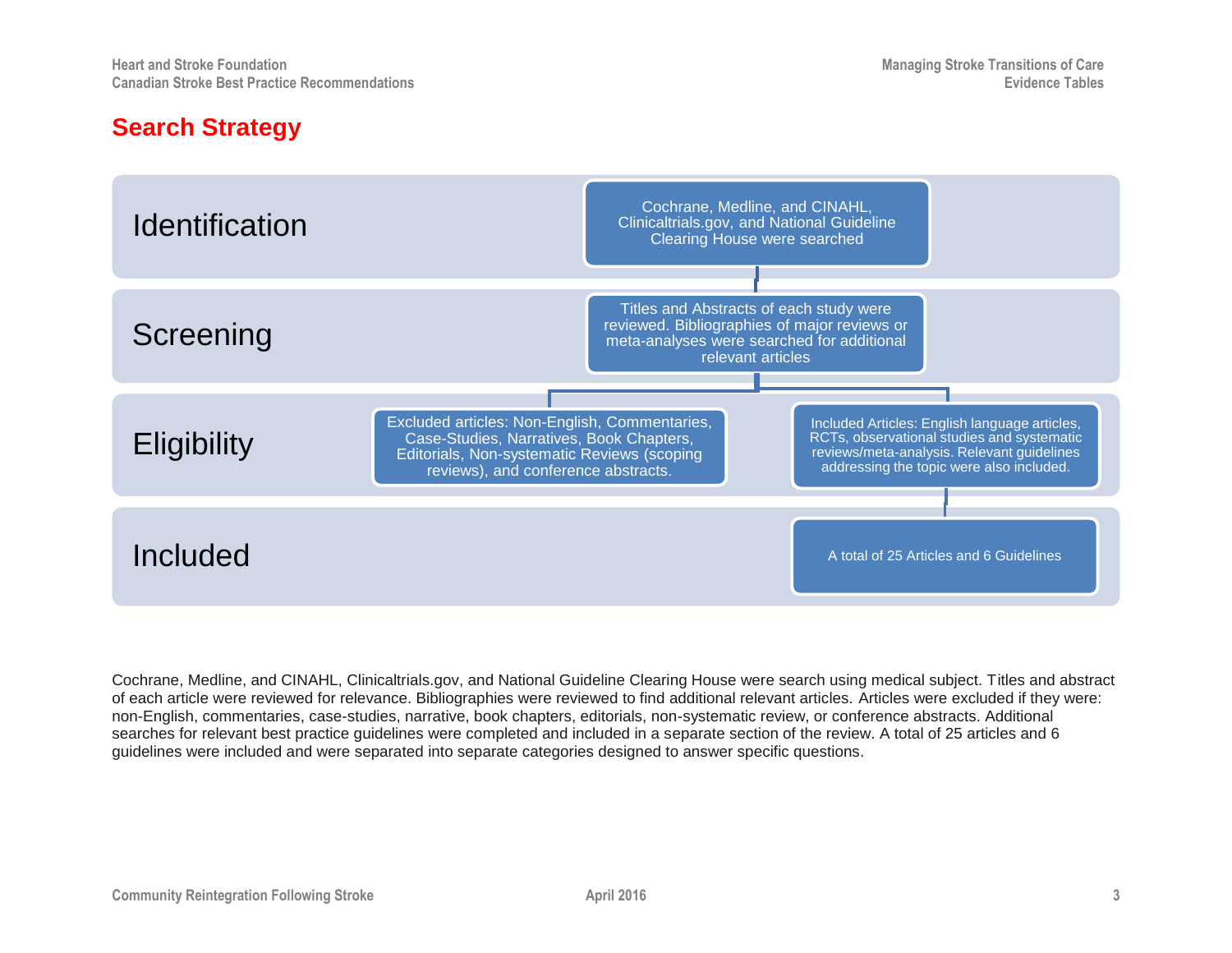## Search Strategy

| Stage | Process |
| --- | --- |
| Identification | Cochrane, Medline, and CINAHL, Clinicaltrials.gov, and National Guideline Clearing House were searched |
| Screening | Titles and Abstracts of each study were reviewed. Bibliographies of major reviews or meta-analyses were searched for additional relevant articles |
| Eligibility | Excluded articles: Non-English, Commentaries, Case-Studies, Narratives, Book Chapters, Editorials, Non-systematic Reviews (scoping reviews), and conference abstracts. |
| Eligibility | Included Articles: English language articles, RCTs, observational studies and systematic reviews/meta-analysis. Relevant guidelines addressing the topic were also included. |
| Included | A total of 25 Articles and 6 Guidelines |

Cochrane, Medline, and CINAHL, Clinicaltrials.gov, and National Guideline Clearing House were search using medical subject. Titles and abstract of each article were reviewed for relevance. Bibliographies were reviewed to find additional relevant articles. Articles were excluded if they were: non-English, commentaries, case-studies, narrative, book chapters, editorials, non-systematic review, or conference abstracts. Additional searches for relevant best practice guidelines were completed and included in a separate section of the review. A total of 25 articles and 6 guidelines were included and were separated into separate categories designed to answer specific questions.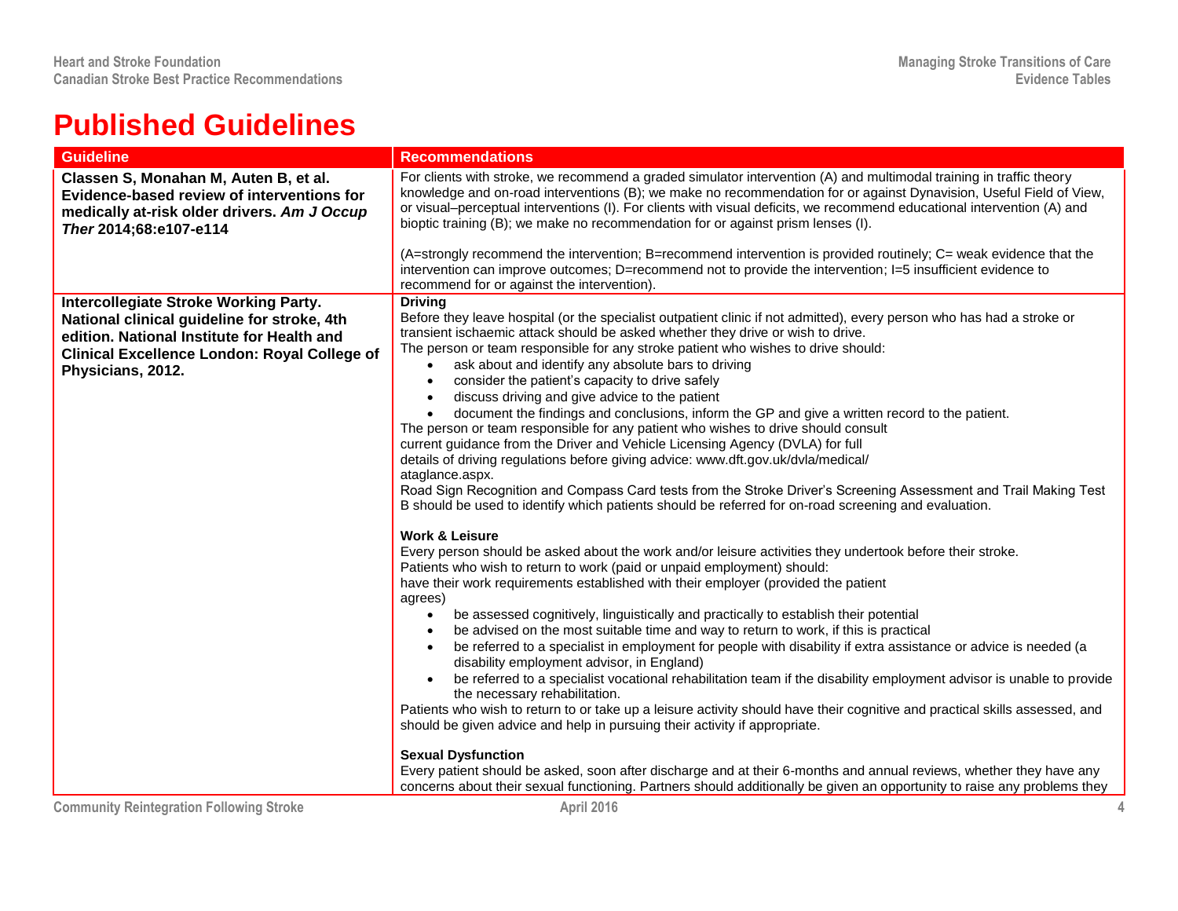# Published Guidelines

| Guideline | Recommendations |
|---|---|
| **Classen S, Monahan M, Auten B, et al. Evidence-based review of interventions for medically at-risk older drivers. *Am J Occup Ther* 2014;68:e107-e114** | For clients with stroke, we recommend a graded simulator intervention (A) and multimodal training in traffic theory knowledge and on-road interventions (B); we make no recommendation for or against Dynavision, Useful Field of View, or visual–perceptual interventions (I). For clients with visual deficits, we recommend educational intervention (A) and bioptic training (B); we make no recommendation for or against prism lenses (I).<br><br>(A=strongly recommend the intervention; B=recommend intervention is provided routinely; C= weak evidence that the intervention can improve outcomes; D=recommend not to provide the intervention; I=5 insufficient evidence to recommend for or against the intervention). |
| **Intercollegiate Stroke Working Party. National clinical guideline for stroke, 4th edition. National Institute for Health and Clinical Excellence London: Royal College of Physicians, 2012.** | **Driving**<br>Before they leave hospital (or the specialist outpatient clinic if not admitted), every person who has had a stroke or transient ischaemic attack should be asked whether they drive or wish to drive.<br>The person or team responsible for any stroke patient who wishes to drive should:<br>• ask about and identify any absolute bars to driving<br>• consider the patient's capacity to drive safely<br>• discuss driving and give advice to the patient<br>• document the findings and conclusions, inform the GP and give a written record to the patient.<br>The person or team responsible for any patient who wishes to drive should consult current guidance from the Driver and Vehicle Licensing Agency (DVLA) for full details of driving regulations before giving advice: www.dft.gov.uk/dvla/medical/ ataglance.aspx.<br>Road Sign Recognition and Compass Card tests from the Stroke Driver's Screening Assessment and Trail Making Test B should be used to identify which patients should be referred for on-road screening and evaluation.<br><br>**Work & Leisure**<br>Every person should be asked about the work and/or leisure activities they undertook before their stroke.<br>Patients who wish to return to work (paid or unpaid employment) should:<br>have their work requirements established with their employer (provided the patient agrees)<br>• be assessed cognitively, linguistically and practically to establish their potential<br>• be advised on the most suitable time and way to return to work, if this is practical<br>• be referred to a specialist in employment for people with disability if extra assistance or advice is needed (a disability employment advisor, in England)<br>• be referred to a specialist vocational rehabilitation team if the disability employment advisor is unable to provide the necessary rehabilitation.<br>Patients who wish to return to or take up a leisure activity should have their cognitive and practical skills assessed, and should be given advice and help in pursuing their activity if appropriate.<br><br>**Sexual Dysfunction**<br>Every patient should be asked, soon after discharge and at their 6-months and annual reviews, whether they have any concerns about their sexual functioning. Partners should additionally be given an opportunity to raise any problems they |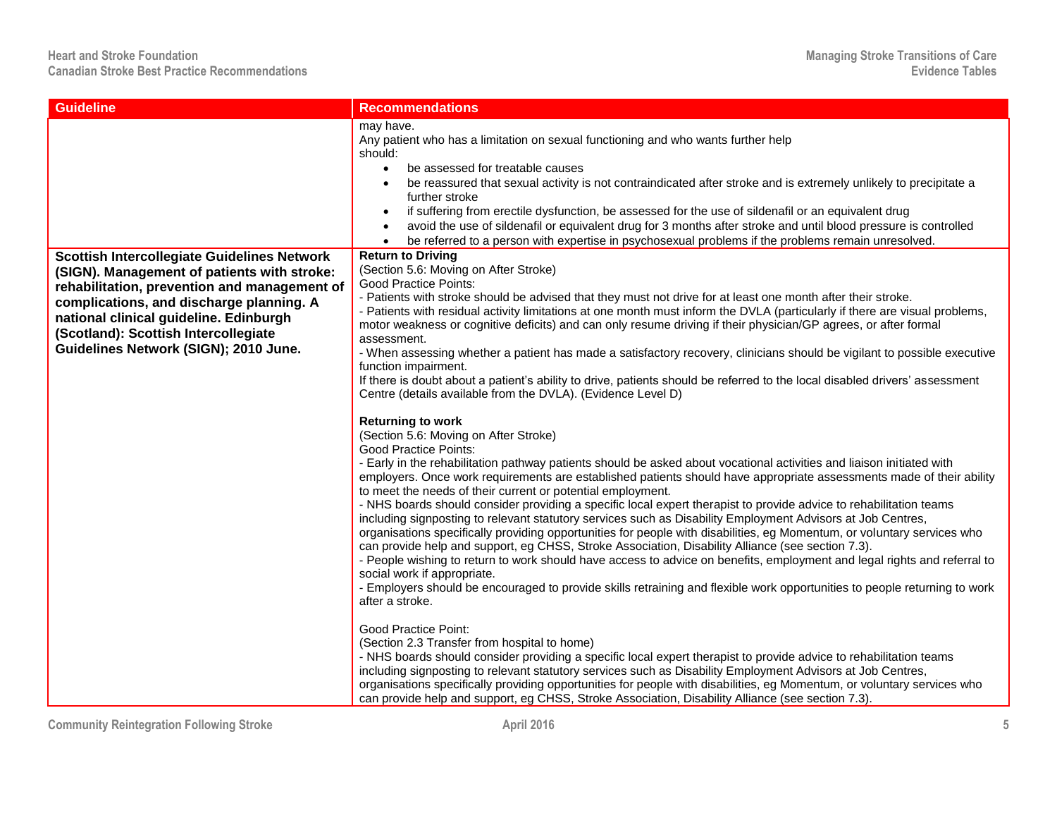| Guideline | Recommendations |
|---|---|
| | may have.<br>Any patient who has a limitation on sexual functioning and who wants further help should:<br>• be assessed for treatable causes<br>• be reassured that sexual activity is not contraindicated after stroke and is extremely unlikely to precipitate a further stroke<br>• if suffering from erectile dysfunction, be assessed for the use of sildenafil or an equivalent drug<br>• avoid the use of sildenafil or equivalent drug for 3 months after stroke and until blood pressure is controlled<br>• be referred to a person with expertise in psychosexual problems if the problems remain unresolved. |
| **Scottish Intercollegiate Guidelines Network (SIGN). Management of patients with stroke: rehabilitation, prevention and management of complications, and discharge planning. A national clinical guideline. Edinburgh (Scotland): Scottish Intercollegiate Guidelines Network (SIGN); 2010 June.** | **Return to Driving**<br>(Section 5.6: Moving on After Stroke)<br>Good Practice Points:<br>- Patients with stroke should be advised that they must not drive for at least one month after their stroke.<br>- Patients with residual activity limitations at one month must inform the DVLA (particularly if there are visual problems, motor weakness or cognitive deficits) and can only resume driving if their physician/GP agrees, or after formal assessment.<br>- When assessing whether a patient has made a satisfactory recovery, clinicians should be vigilant to possible executive function impairment.<br>If there is doubt about a patient's ability to drive, patients should be referred to the local disabled drivers' assessment Centre (details available from the DVLA). (Evidence Level D)<br><br>**Returning to work**<br>(Section 5.6: Moving on After Stroke)<br>Good Practice Points:<br>- Early in the rehabilitation pathway patients should be asked about vocational activities and liaison initiated with employers. Once work requirements are established patients should have appropriate assessments made of their ability to meet the needs of their current or potential employment.<br>- NHS boards should consider providing a specific local expert therapist to provide advice to rehabilitation teams including signposting to relevant statutory services such as Disability Employment Advisors at Job Centres, organisations specifically providing opportunities for people with disabilities, eg Momentum, or voluntary services who can provide help and support, eg CHSS, Stroke Association, Disability Alliance (see section 7.3).<br>- People wishing to return to work should have access to advice on benefits, employment and legal rights and referral to social work if appropriate.<br>- Employers should be encouraged to provide skills retraining and flexible work opportunities to people returning to work after a stroke.<br><br>Good Practice Point:<br>(Section 2.3 Transfer from hospital to home)<br>- NHS boards should consider providing a specific local expert therapist to provide advice to rehabilitation teams including signposting to relevant statutory services such as Disability Employment Advisors at Job Centres, organisations specifically providing opportunities for people with disabilities, eg Momentum, or voluntary services who can provide help and support, eg CHSS, Stroke Association, Disability Alliance (see section 7.3). |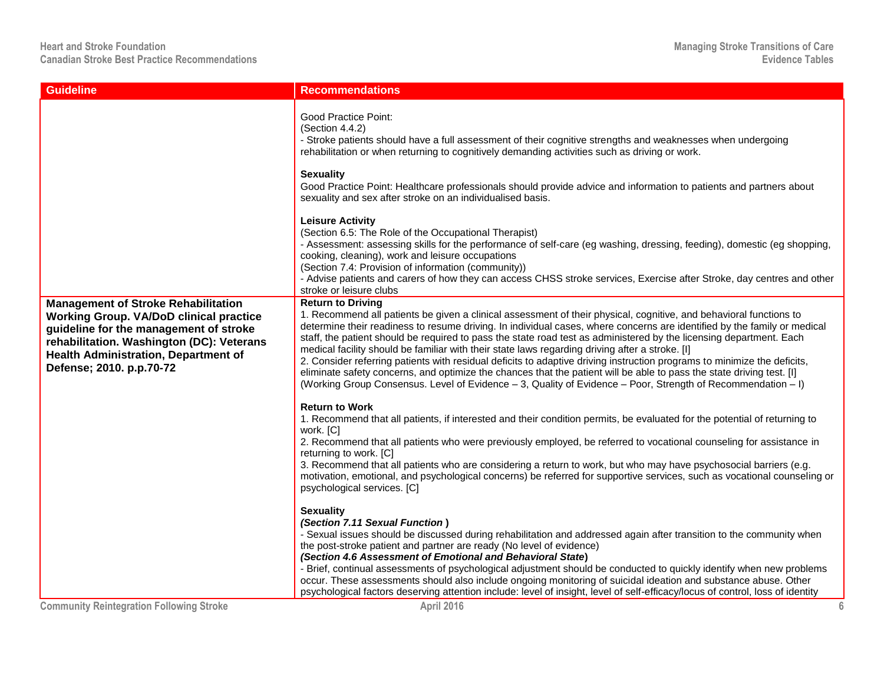| Guideline | Recommendations |
|---|---|
| | Good Practice Point:<br>(Section 4.4.2)<br>- Stroke patients should have a full assessment of their cognitive strengths and weaknesses when undergoing rehabilitation or when returning to cognitively demanding activities such as driving or work.<br><br>**Sexuality**<br>Good Practice Point: Healthcare professionals should provide advice and information to patients and partners about sexuality and sex after stroke on an individualised basis.<br><br>**Leisure Activity**<br>(Section 6.5: The Role of the Occupational Therapist)<br>- Assessment: assessing skills for the performance of self-care (eg washing, dressing, feeding), domestic (eg shopping, cooking, cleaning), work and leisure occupations<br>(Section 7.4: Provision of information (community))<br>- Advise patients and carers of how they can access CHSS stroke services, Exercise after Stroke, day centres and other stroke or leisure clubs |
| **Management of Stroke Rehabilitation Working Group. VA/DoD clinical practice guideline for the management of stroke rehabilitation. Washington (DC): Veterans Health Administration, Department of Defense; 2010. p.p.70-72** | **Return to Driving**<br>1. Recommend all patients be given a clinical assessment of their physical, cognitive, and behavioral functions to determine their readiness to resume driving. In individual cases, where concerns are identified by the family or medical staff, the patient should be required to pass the state road test as administered by the licensing department. Each medical facility should be familiar with their state laws regarding driving after a stroke. [I]<br>2. Consider referring patients with residual deficits to adaptive driving instruction programs to minimize the deficits, eliminate safety concerns, and optimize the chances that the patient will be able to pass the state driving test. [I]<br>(Working Group Consensus. Level of Evidence – 3, Quality of Evidence – Poor, Strength of Recommendation – I)<br><br>**Return to Work**<br>1. Recommend that all patients, if interested and their condition permits, be evaluated for the potential of returning to work. [C]<br>2. Recommend that all patients who were previously employed, be referred to vocational counseling for assistance in returning to work. [C]<br>3. Recommend that all patients who are considering a return to work, but who may have psychosocial barriers (e.g. motivation, emotional, and psychological concerns) be referred for supportive services, such as vocational counseling or psychological services. [C]<br><br>**Sexuality**<br>***(Section 7.11 Sexual Function )***<br>- Sexual issues should be discussed during rehabilitation and addressed again after transition to the community when the post-stroke patient and partner are ready (No level of evidence)<br>***(Section 4.6 Assessment of Emotional and Behavioral State)***<br>- Brief, continual assessments of psychological adjustment should be conducted to quickly identify when new problems occur. These assessments should also include ongoing monitoring of suicidal ideation and substance abuse. Other psychological factors deserving attention include: level of insight, level of self-efficacy/locus of control, loss of identity |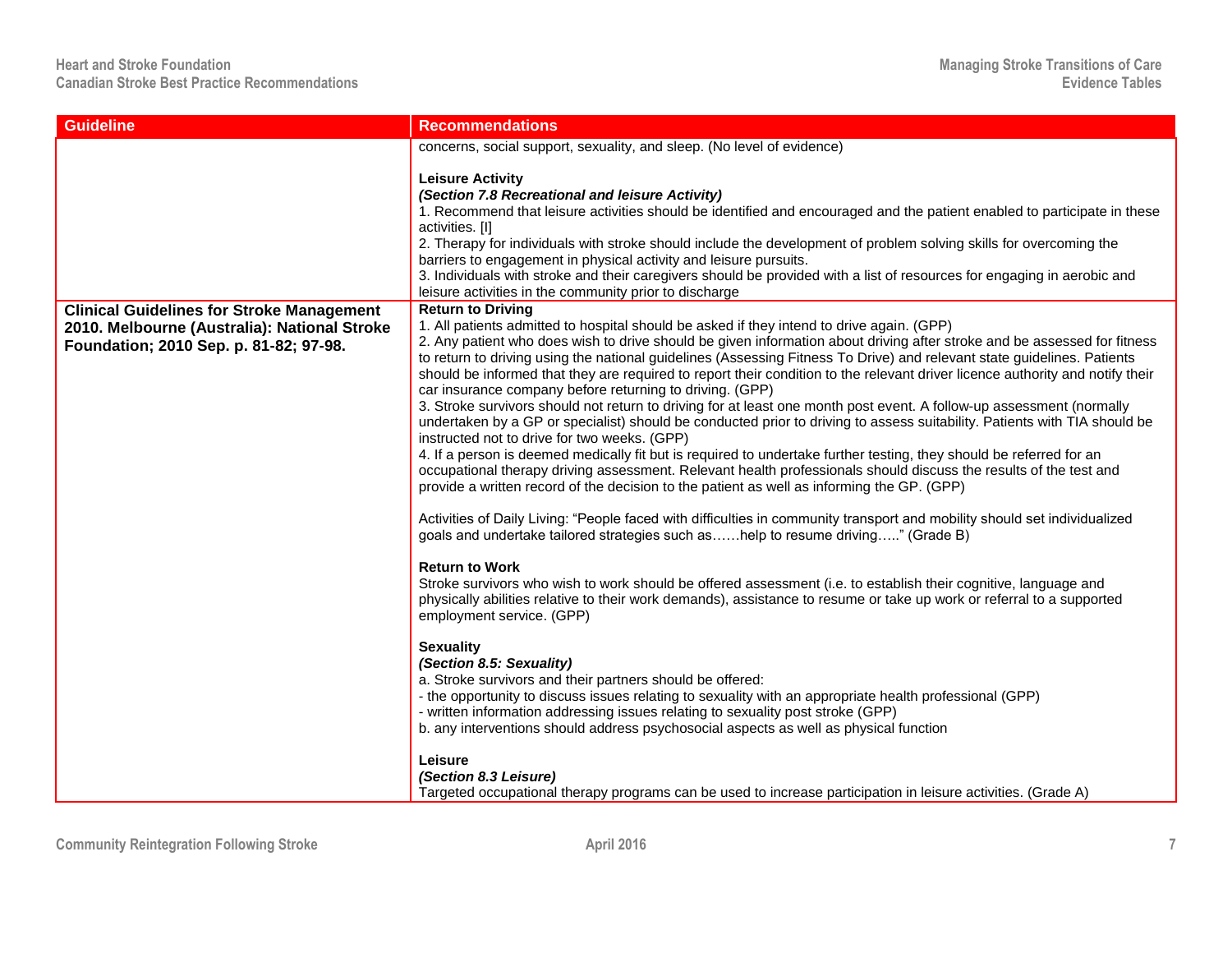| Guideline | Recommendations |
|---|---|
| | concerns, social support, sexuality, and sleep. (No level of evidence)<br><br>**Leisure Activity**<br>***(Section 7.8 Recreational and leisure Activity)***<br>1. Recommend that leisure activities should be identified and encouraged and the patient enabled to participate in these activities. [I]<br>2. Therapy for individuals with stroke should include the development of problem solving skills for overcoming the barriers to engagement in physical activity and leisure pursuits.<br>3. Individuals with stroke and their caregivers should be provided with a list of resources for engaging in aerobic and leisure activities in the community prior to discharge |
| **Clinical Guidelines for Stroke Management 2010. Melbourne (Australia): National Stroke Foundation; 2010 Sep. p. 81-82; 97-98.** | **Return to Driving**<br>1. All patients admitted to hospital should be asked if they intend to drive again. (GPP)<br>2. Any patient who does wish to drive should be given information about driving after stroke and be assessed for fitness to return to driving using the national guidelines (Assessing Fitness To Drive) and relevant state guidelines. Patients should be informed that they are required to report their condition to the relevant driver licence authority and notify their car insurance company before returning to driving. (GPP)<br>3. Stroke survivors should not return to driving for at least one month post event. A follow-up assessment (normally undertaken by a GP or specialist) should be conducted prior to driving to assess suitability. Patients with TIA should be instructed not to drive for two weeks. (GPP)<br>4. If a person is deemed medically fit but is required to undertake further testing, they should be referred for an occupational therapy driving assessment. Relevant health professionals should discuss the results of the test and provide a written record of the decision to the patient as well as informing the GP. (GPP)<br><br>Activities of Daily Living: "People faced with difficulties in community transport and mobility should set individualized goals and undertake tailored strategies such as……help to resume driving….." (Grade B)<br><br>**Return to Work**<br>Stroke survivors who wish to work should be offered assessment (i.e. to establish their cognitive, language and physically abilities relative to their work demands), assistance to resume or take up work or referral to a supported employment service. (GPP)<br><br>**Sexuality**<br>***(Section 8.5: Sexuality)***<br>a. Stroke survivors and their partners should be offered:<br>- the opportunity to discuss issues relating to sexuality with an appropriate health professional (GPP)<br>- written information addressing issues relating to sexuality post stroke (GPP)<br>b. any interventions should address psychosocial aspects as well as physical function<br><br>**Leisure**<br>***(Section 8.3 Leisure)***<br>Targeted occupational therapy programs can be used to increase participation in leisure activities. (Grade A) |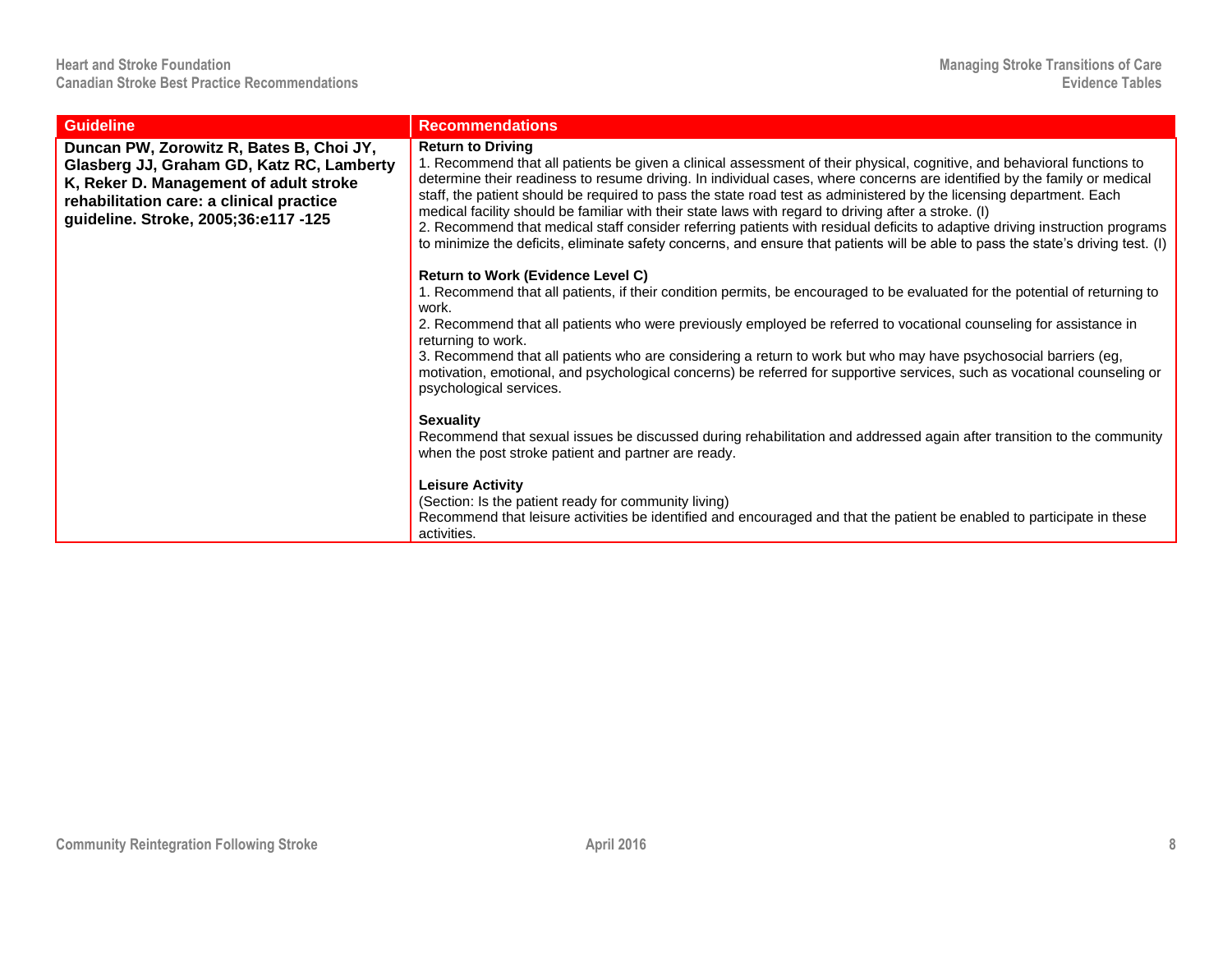| Guideline | Recommendations |
| --- | --- |
| **Duncan PW, Zorowitz R, Bates B, Choi JY, Glasberg JJ, Graham GD, Katz RC, Lamberty K, Reker D. Management of adult stroke rehabilitation care: a clinical practice guideline. Stroke, 2005;36:e117 -125** | **Return to Driving**<br>1. Recommend that all patients be given a clinical assessment of their physical, cognitive, and behavioral functions to determine their readiness to resume driving. In individual cases, where concerns are identified by the family or medical staff, the patient should be required to pass the state road test as administered by the licensing department. Each medical facility should be familiar with their state laws with regard to driving after a stroke. (I)<br>2. Recommend that medical staff consider referring patients with residual deficits to adaptive driving instruction programs to minimize the deficits, eliminate safety concerns, and ensure that patients will be able to pass the state's driving test. (I)<br><br>**Return to Work (Evidence Level C)**<br>1. Recommend that all patients, if their condition permits, be encouraged to be evaluated for the potential of returning to work.<br>2. Recommend that all patients who were previously employed be referred to vocational counseling for assistance in returning to work.<br>3. Recommend that all patients who are considering a return to work but who may have psychosocial barriers (eg, motivation, emotional, and psychological concerns) be referred for supportive services, such as vocational counseling or psychological services.<br><br>**Sexuality**<br>Recommend that sexual issues be discussed during rehabilitation and addressed again after transition to the community when the post stroke patient and partner are ready.<br><br>**Leisure Activity**<br>(Section: Is the patient ready for community living)<br>Recommend that leisure activities be identified and encouraged and that the patient be enabled to participate in these activities. |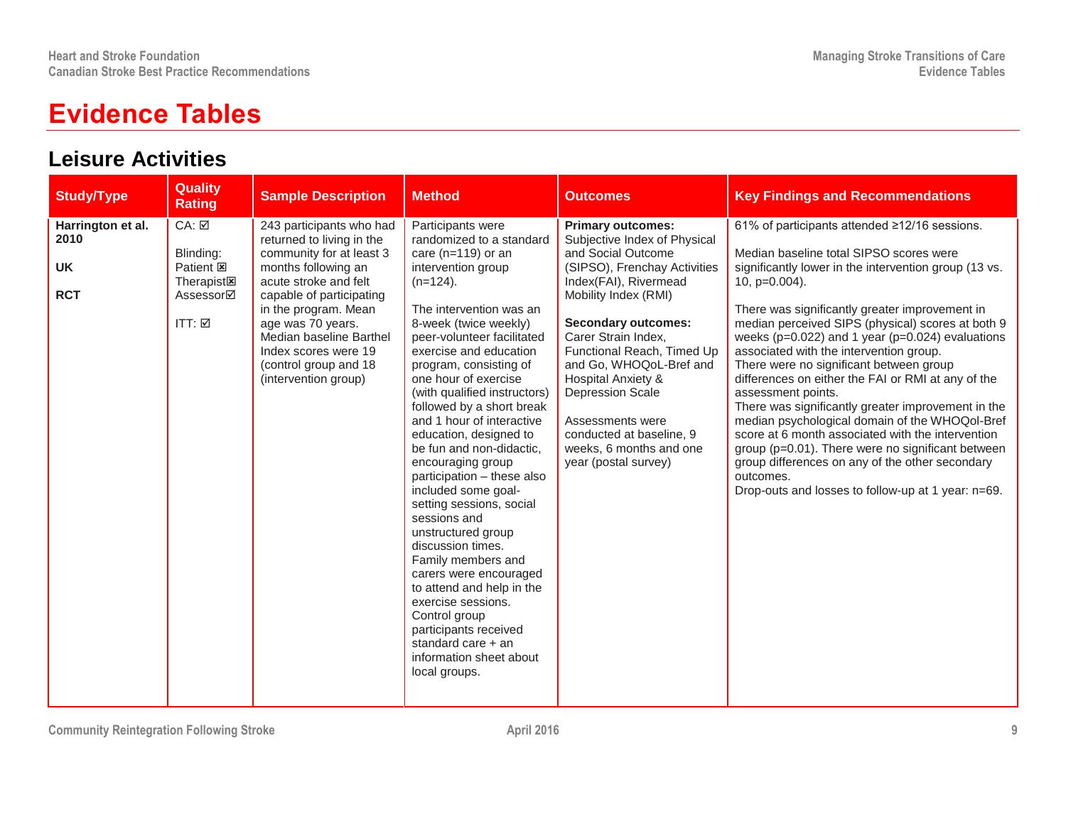# Evidence Tables

## Leisure Activities

| Study/Type | Quality Rating | Sample Description | Method | Outcomes | Key Findings and Recommendations |
|---|---|---|---|---|---|
| **Harrington et al. 2010**<br><br>**UK**<br><br>**RCT** | CA: ☑<br><br>Blinding:<br>Patient ☒<br>Therapist☒<br>Assessor☑<br><br>ITT: ☑ | 243 participants who had returned to living in the community for at least 3 months following an acute stroke and felt capable of participating in the program. Mean age was 70 years. Median baseline Barthel Index scores were 19 (control group and 18 (intervention group) | Participants were randomized to a standard care (n=119) or an intervention group (n=124).<br><br>The intervention was an 8-week (twice weekly) peer-volunteer facilitated exercise and education program, consisting of one hour of exercise (with qualified instructors) followed by a short break and 1 hour of interactive education, designed to be fun and non-didactic, encouraging group participation – these also included some goal-setting sessions, social sessions and unstructured group discussion times. Family members and carers were encouraged to attend and help in the exercise sessions. Control group participants received standard care + an information sheet about local groups. | **Primary outcomes:** Subjective Index of Physical and Social Outcome (SIPSO), Frenchay Activities Index(FAI), Rivermead Mobility Index (RMI)<br><br>**Secondary outcomes:** Carer Strain Index, Functional Reach, Timed Up and Go, WHOQoL-Bref and Hospital Anxiety & Depression Scale<br><br>Assessments were conducted at baseline, 9 weeks, 6 months and one year (postal survey) | 61% of participants attended ≥12/16 sessions.<br><br>Median baseline total SIPSO scores were significantly lower in the intervention group (13 vs. 10, p=0.004).<br><br>There was significantly greater improvement in median perceived SIPS (physical) scores at both 9 weeks (p=0.022) and 1 year (p=0.024) evaluations associated with the intervention group.<br>There were no significant between group differences on either the FAI or RMI at any of the assessment points.<br>There was significantly greater improvement in the median psychological domain of the WHOQol-Bref score at 6 month associated with the intervention group (p=0.01). There were no significant between group differences on any of the other secondary outcomes.<br>Drop-outs and losses to follow-up at 1 year: n=69. |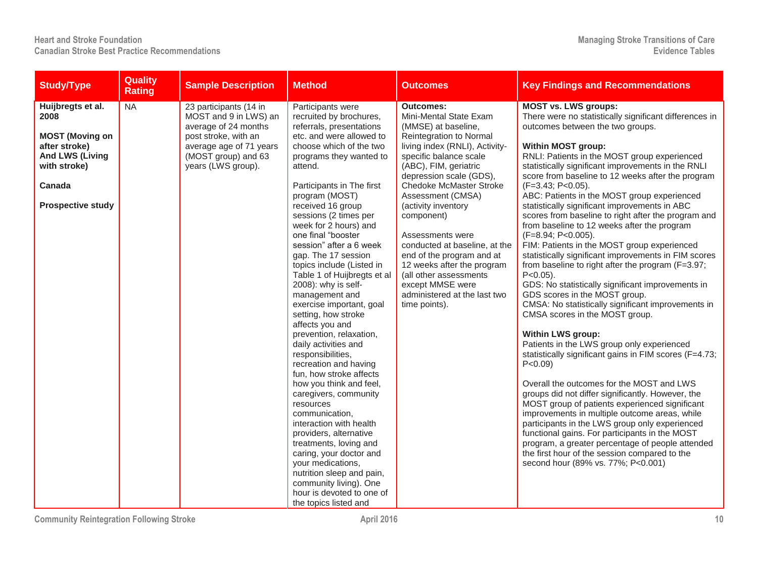| Study/Type | Quality Rating | Sample Description | Method | Outcomes | Key Findings and Recommendations |
|---|---|---|---|---|---|
| **Huijbregts et al. 2008**<br><br>**MOST (Moving on after stroke) And LWS (Living with stroke)**<br><br>**Canada**<br><br>**Prospective study** | NA | 23 participants (14 in MOST and 9 in LWS) an average of 24 months post stroke, with an average age of 71 years (MOST group) and 63 years (LWS group). | Participants were recruited by brochures, referrals, presentations etc. and were allowed to choose which of the two programs they wanted to attend.<br><br>Participants in The first program (MOST) received 16 group sessions (2 times per week for 2 hours) and one final "booster session" after a 6 week gap. The 17 session topics include (Listed in Table 1 of Huijbregts et al 2008): why is self-management and exercise important, goal setting, how stroke affects you and prevention, relaxation, daily activities and responsibilities, recreation and having fun, how stroke affects how you think and feel, caregivers, community resources communication, interaction with health providers, alternative treatments, loving and caring, your doctor and your medications, nutrition sleep and pain, community living). One hour is devoted to one of the topics listed and | **Outcomes:**<br>Mini-Mental State Exam (MMSE) at baseline, Reintegration to Normal living index (RNLI), Activity-specific balance scale (ABC), FIM, geriatric depression scale (GDS), Chedoke McMaster Stroke Assessment (CMSA) (activity inventory component)<br><br>Assessments were conducted at baseline, at the end of the program and at 12 weeks after the program (all other assessments except MMSE were administered at the last two time points). | **MOST vs. LWS groups:**<br>There were no statistically significant differences in outcomes between the two groups.<br><br>**Within MOST group:**<br>RNLI: Patients in the MOST group experienced statistically significant improvements in the RNLI score from baseline to 12 weeks after the program (F=3.43; P<0.05).<br>ABC: Patients in the MOST group experienced statistically significant improvements in ABC scores from baseline to right after the program and from baseline to 12 weeks after the program (F=8.94; P<0.005).<br>FIM: Patients in the MOST group experienced statistically significant improvements in FIM scores from baseline to right after the program (F=3.97; P<0.05).<br>GDS: No statistically significant improvements in GDS scores in the MOST group.<br>CMSA: No statistically significant improvements in CMSA scores in the MOST group.<br><br>**Within LWS group:**<br>Patients in the LWS group only experienced statistically significant gains in FIM scores (F=4.73; P<0.09)<br><br>Overall the outcomes for the MOST and LWS groups did not differ significantly. However, the MOST group of patients experienced significant improvements in multiple outcome areas, while participants in the LWS group only experienced functional gains. For participants in the MOST program, a greater percentage of people attended the first hour of the session compared to the second hour (89% vs. 77%; P<0.001) |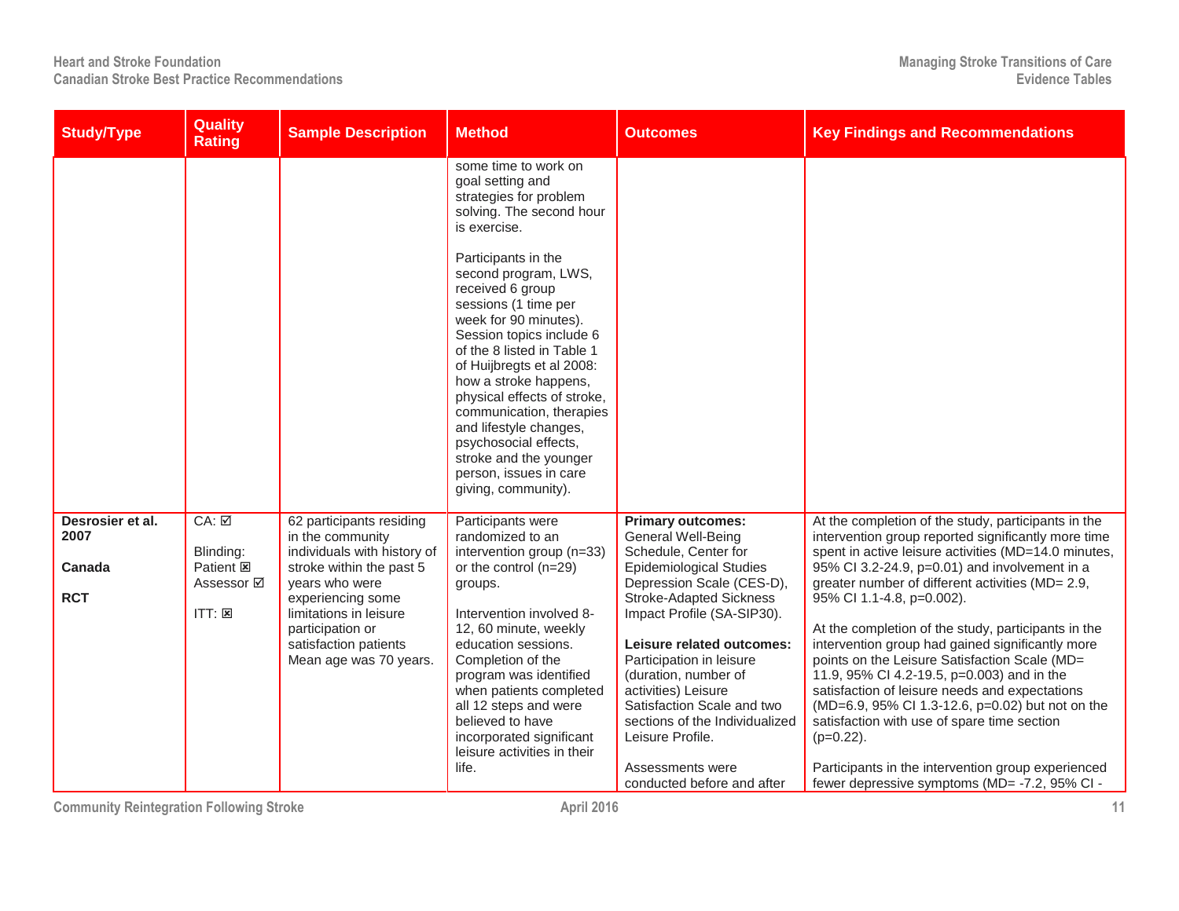| Study/Type | Quality Rating | Sample Description | Method | Outcomes | Key Findings and Recommendations |
|---|---|---|---|---|---|
| | | | some time to work on goal setting and strategies for problem solving. The second hour is exercise.<br><br>Participants in the second program, LWS, received 6 group sessions (1 time per week for 90 minutes). Session topics include 6 of the 8 listed in Table 1 of Huijbregts et al 2008: how a stroke happens, physical effects of stroke, communication, therapies and lifestyle changes, psychosocial effects, stroke and the younger person, issues in care giving, community). | | |
| **Desrosier et al. 2007**<br><br>**Canada**<br><br>**RCT** | CA: ☑<br><br>Blinding:<br>Patient ☒<br>Assessor ☑<br><br>ITT: ☒ | 62 participants residing in the community individuals with history of stroke within the past 5 years who were experiencing some limitations in leisure participation or satisfaction patients Mean age was 70 years. | Participants were randomized to an intervention group (n=33) or the control (n=29) groups.<br><br>Intervention involved 8-12, 60 minute, weekly education sessions. Completion of the program was identified when patients completed all 12 steps and were believed to have incorporated significant leisure activities in their life. | **Primary outcomes:** General Well-Being Schedule, Center for Epidemiological Studies Depression Scale (CES-D), Stroke-Adapted Sickness Impact Profile (SA-SIP30).<br><br>**Leisure related outcomes:** Participation in leisure (duration, number of activities) Leisure Satisfaction Scale and two sections of the Individualized Leisure Profile.<br><br>Assessments were conducted before and after | At the completion of the study, participants in the intervention group reported significantly more time spent in active leisure activities (MD=14.0 minutes, 95% CI 3.2-24.9, p=0.01) and involvement in a greater number of different activities (MD= 2.9, 95% CI 1.1-4.8, p=0.002).<br><br>At the completion of the study, participants in the intervention group had gained significantly more points on the Leisure Satisfaction Scale (MD= 11.9, 95% CI 4.2-19.5, p=0.003) and in the satisfaction of leisure needs and expectations (MD=6.9, 95% CI 1.3-12.6, p=0.02) but not on the satisfaction with use of spare time section (p=0.22).<br><br>Participants in the intervention group experienced fewer depressive symptoms (MD= -7.2, 95% CI - |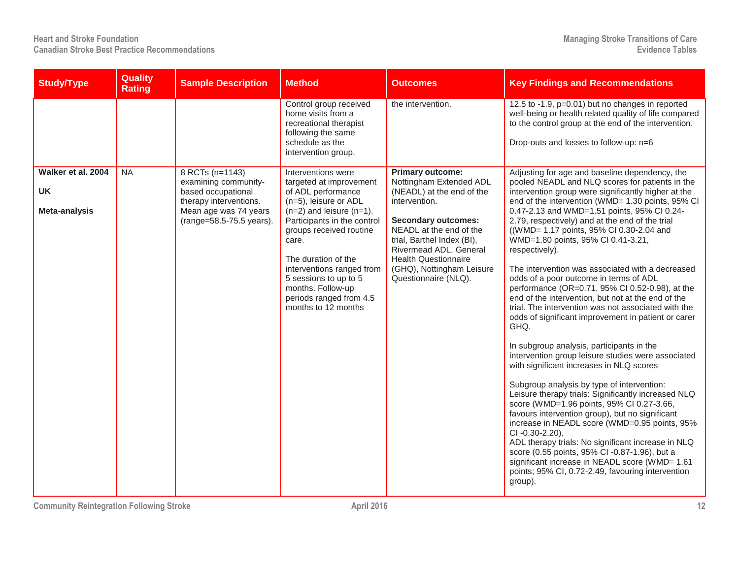| Study/Type | Quality Rating | Sample Description | Method | Outcomes | Key Findings and Recommendations |
|---|---|---|---|---|---|
| | | | Control group received home visits from a recreational therapist following the same schedule as the intervention group. | the intervention. | 12.5 to -1.9, p=0.01) but no changes in reported well-being or health related quality of life compared to the control group at the end of the intervention.<br><br>Drop-outs and losses to follow-up: n=6 |
| **Walker et al. 2004**<br><br>**UK**<br><br>**Meta-analysis** | NA | 8 RCTs (n=1143) examining community-based occupational therapy interventions. Mean age was 74 years (range=58.5-75.5 years). | Interventions were targeted at improvement of ADL performance (n=5), leisure or ADL (n=2) and leisure (n=1). Participants in the control groups received routine care.<br><br>The duration of the interventions ranged from 5 sessions to up to 5 months. Follow-up periods ranged from 4.5 months to 12 months | **Primary outcome:** Nottingham Extended ADL (NEADL) at the end of the intervention.<br><br>**Secondary outcomes:** NEADL at the end of the trial, Barthel Index (BI), Rivermead ADL, General Health Questionnaire (GHQ), Nottingham Leisure Questionnaire (NLQ). | Adjusting for age and baseline dependency, the pooled NEADL and NLQ scores for patients in the intervention group were significantly higher at the end of the intervention (WMD= 1.30 points, 95% CI 0.47-2.13 and WMD=1.51 points, 95% CI 0.24-2.79, respectively) and at the end of the trial ((WMD= 1.17 points, 95% CI 0.30-2.04 and WMD=1.80 points, 95% CI 0.41-3.21, respectively).<br><br>The intervention was associated with a decreased odds of a poor outcome in terms of ADL performance (OR=0.71, 95% CI 0.52-0.98), at the end of the intervention, but not at the end of the trial. The intervention was not associated with the odds of significant improvement in patient or carer GHQ.<br><br>In subgroup analysis, participants in the intervention group leisure studies were associated with significant increases in NLQ scores<br><br>Subgroup analysis by type of intervention:<br>Leisure therapy trials: Significantly increased NLQ score (WMD=1.96 points, 95% CI 0.27-3.66, favours intervention group), but no significant increase in NEADL score (WMD=0.95 points, 95% CI -0.30-2.20).<br>ADL therapy trials: No significant increase in NLQ score (0.55 points, 95% CI -0.87-1.96), but a significant increase in NEADL score (WMD= 1.61 points; 95% CI, 0.72-2.49, favouring intervention group). |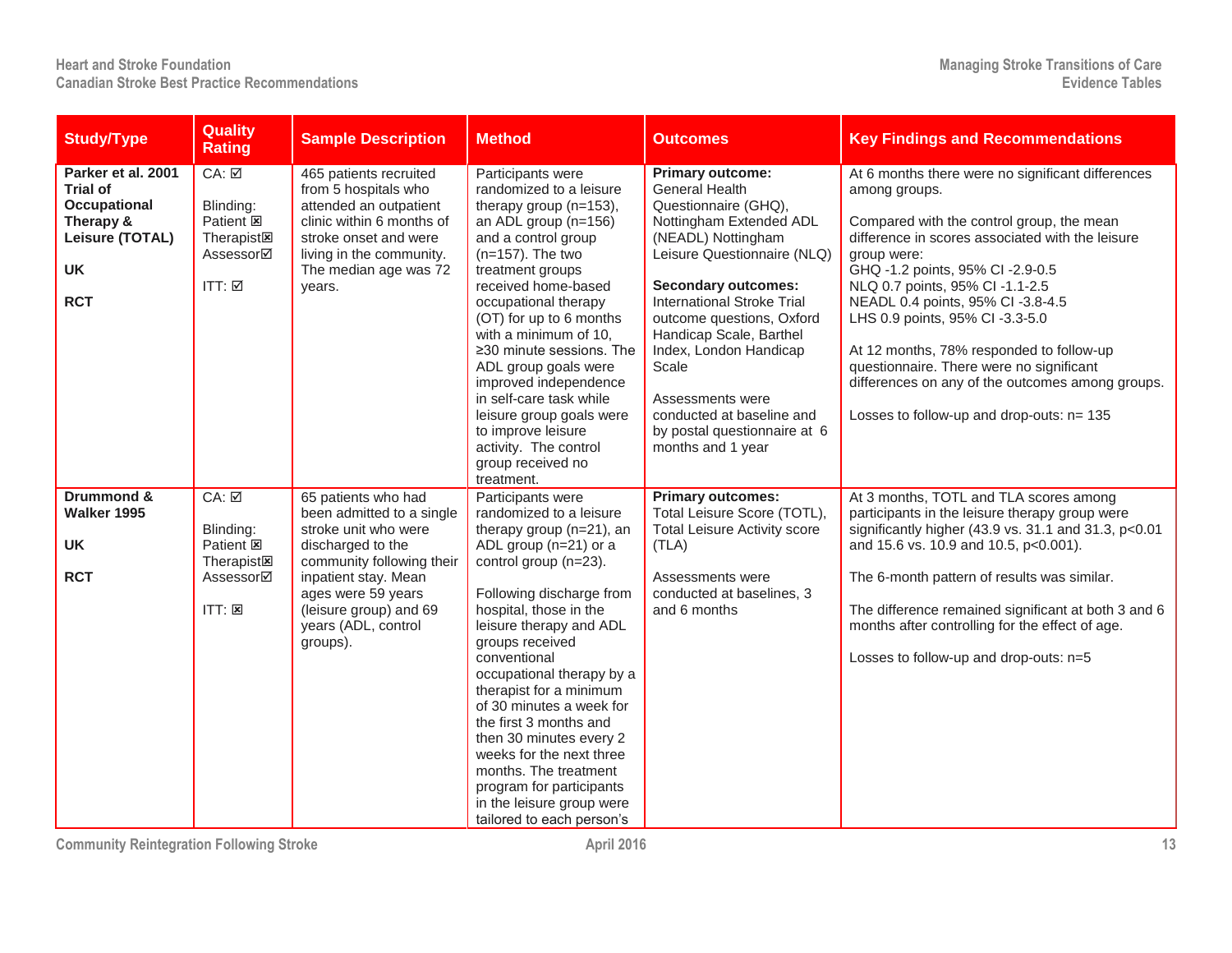| Study/Type | Quality Rating | Sample Description | Method | Outcomes | Key Findings and Recommendations |
|---|---|---|---|---|---|
| **Parker et al. 2001 Trial of Occupational Therapy & Leisure (TOTAL)**<br><br>**UK**<br><br>**RCT** | CA: ☑<br><br>Blinding:<br>Patient ☒<br>Therapist☒<br>Assessor☑<br><br>ITT: ☑ | 465 patients recruited from 5 hospitals who attended an outpatient clinic within 6 months of stroke onset and were living in the community. The median age was 72 years. | Participants were randomized to a leisure therapy group (n=153), an ADL group (n=156) and a control group (n=157). The two treatment groups received home-based occupational therapy (OT) for up to 6 months with a minimum of 10, ≥30 minute sessions. The ADL group goals were improved independence in self-care task while leisure group goals were to improve leisure activity. The control group received no treatment. | **Primary outcome:** General Health Questionnaire (GHQ), Nottingham Extended ADL (NEADL) Nottingham Leisure Questionnaire (NLQ)<br><br>**Secondary outcomes:** International Stroke Trial outcome questions, Oxford Handicap Scale, Barthel Index, London Handicap Scale<br><br>Assessments were conducted at baseline and by postal questionnaire at 6 months and 1 year | At 6 months there were no significant differences among groups.<br><br>Compared with the control group, the mean difference in scores associated with the leisure group were:<br>GHQ -1.2 points, 95% CI -2.9-0.5<br>NLQ 0.7 points, 95% CI -1.1-2.5<br>NEADL 0.4 points, 95% CI -3.8-4.5<br>LHS 0.9 points, 95% CI -3.3-5.0<br><br>At 12 months, 78% responded to follow-up questionnaire. There were no significant differences on any of the outcomes among groups.<br><br>Losses to follow-up and drop-outs: n= 135 |
| **Drummond & Walker 1995**<br><br>**UK**<br><br>**RCT** | CA: ☑<br><br>Blinding:<br>Patient ☒<br>Therapist☒<br>Assessor☑<br><br>ITT: ☒ | 65 patients who had been admitted to a single stroke unit who were discharged to the community following their inpatient stay. Mean ages were 59 years (leisure group) and 69 years (ADL, control groups). | Participants were randomized to a leisure therapy group (n=21), an ADL group (n=21) or a control group (n=23).<br><br>Following discharge from hospital, those in the leisure therapy and ADL groups received conventional occupational therapy by a therapist for a minimum of 30 minutes a week for the first 3 months and then 30 minutes every 2 weeks for the next three months. The treatment program for participants in the leisure group were tailored to each person's | **Primary outcomes:** Total Leisure Score (TOTL), Total Leisure Activity score (TLA)<br><br>Assessments were conducted at baselines, 3 and 6 months | At 3 months, TOTL and TLA scores among participants in the leisure therapy group were significantly higher (43.9 vs. 31.1 and 31.3, $p<0.01$ and 15.6 vs. 10.9 and 10.5, $p<0.001$).<br><br>The 6-month pattern of results was similar.<br><br>The difference remained significant at both 3 and 6 months after controlling for the effect of age.<br><br>Losses to follow-up and drop-outs: n=5 |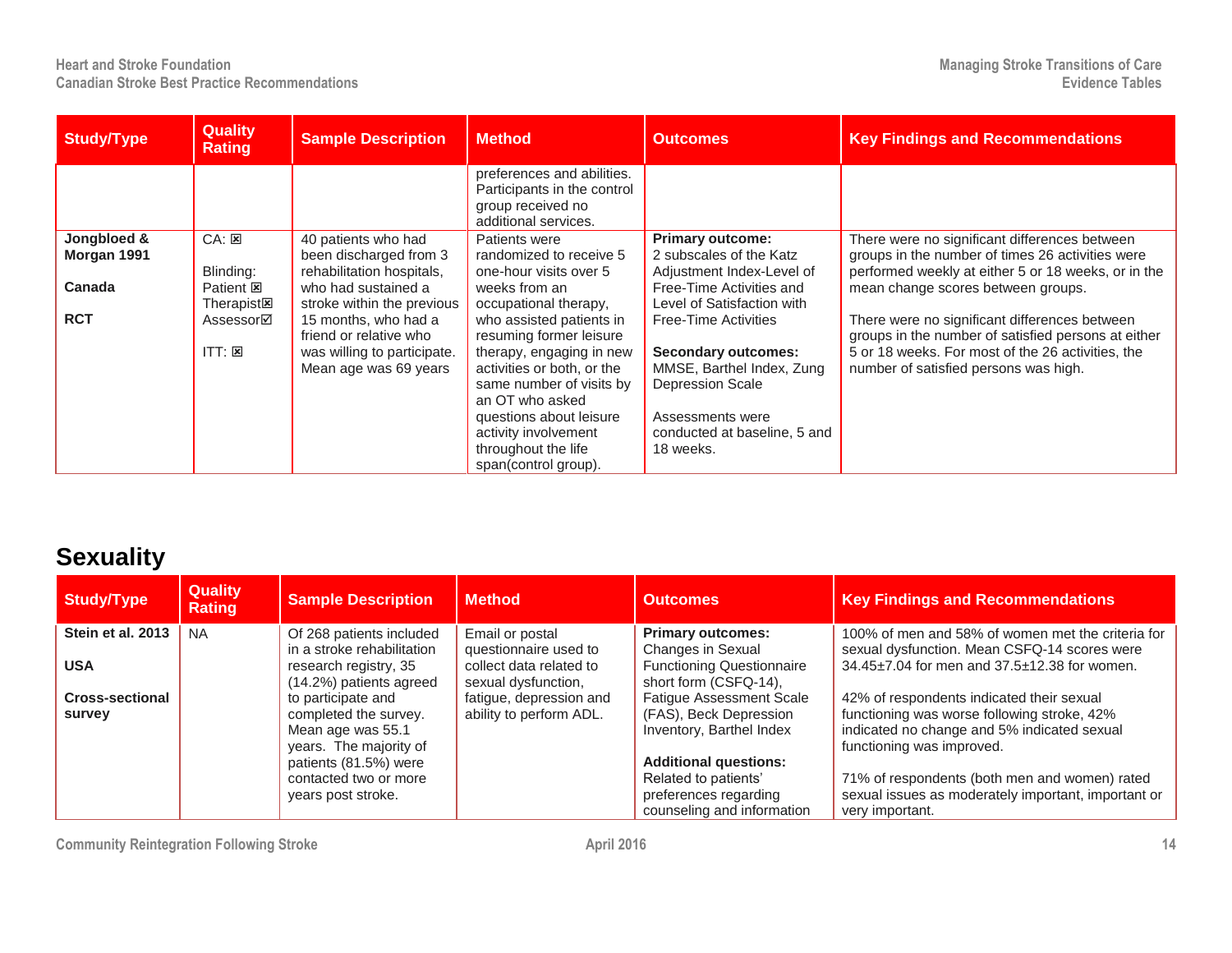| Study/Type | Quality Rating | Sample Description | Method | Outcomes | Key Findings and Recommendations |
|---|---|---|---|---|---|
| | | | preferences and abilities. Participants in the control group received no additional services. | | |
| **Jongbloed & Morgan 1991**<br><br>**Canada**<br><br>**RCT** | CA: ☒<br><br>Blinding:<br>Patient ☒<br>Therapist☒<br>Assessor☑<br><br>ITT: ☒ | 40 patients who had been discharged from 3 rehabilitation hospitals, who had sustained a stroke within the previous 15 months, who had a friend or relative who was willing to participate. Mean age was 69 years | Patients were randomized to receive 5 one-hour visits over 5 weeks from an occupational therapy, who assisted patients in resuming former leisure therapy, engaging in new activities or both, or the same number of visits by an OT who asked questions about leisure activity involvement throughout the life span(control group). | **Primary outcome:**<br>2 subscales of the Katz Adjustment Index-Level of Free-Time Activities and Level of Satisfaction with Free-Time Activities<br><br>**Secondary outcomes:**<br>MMSE, Barthel Index, Zung Depression Scale<br><br>Assessments were conducted at baseline, 5 and 18 weeks. | There were no significant differences between groups in the number of times 26 activities were performed weekly at either 5 or 18 weeks, or in the mean change scores between groups.<br><br>There were no significant differences between groups in the number of satisfied persons at either 5 or 18 weeks. For most of the 26 activities, the number of satisfied persons was high. |

## Sexuality

| Study/Type | Quality Rating | Sample Description | Method | Outcomes | Key Findings and Recommendations |
|---|---|---|---|---|---|
| **Stein et al. 2013**<br><br>**USA**<br><br>**Cross-sectional survey** | NA | Of 268 patients included in a stroke rehabilitation research registry, 35 (14.2%) patients agreed to participate and completed the survey. Mean age was 55.1 years. The majority of patients (81.5%) were contacted two or more years post stroke. | Email or postal questionnaire used to collect data related to sexual dysfunction, fatigue, depression and ability to perform ADL. | **Primary outcomes:**<br>Changes in Sexual Functioning Questionnaire short form (CSFQ-14), Fatigue Assessment Scale (FAS), Beck Depression Inventory, Barthel Index<br><br>**Additional questions:**<br>Related to patients' preferences regarding counseling and information | 100% of men and 58% of women met the criteria for sexual dysfunction. Mean CSFQ-14 scores were 34.45±7.04 for men and 37.5±12.38 for women.<br><br>42% of respondents indicated their sexual functioning was worse following stroke, 42% indicated no change and 5% indicated sexual functioning was improved.<br><br>71% of respondents (both men and women) rated sexual issues as moderately important, important or very important. |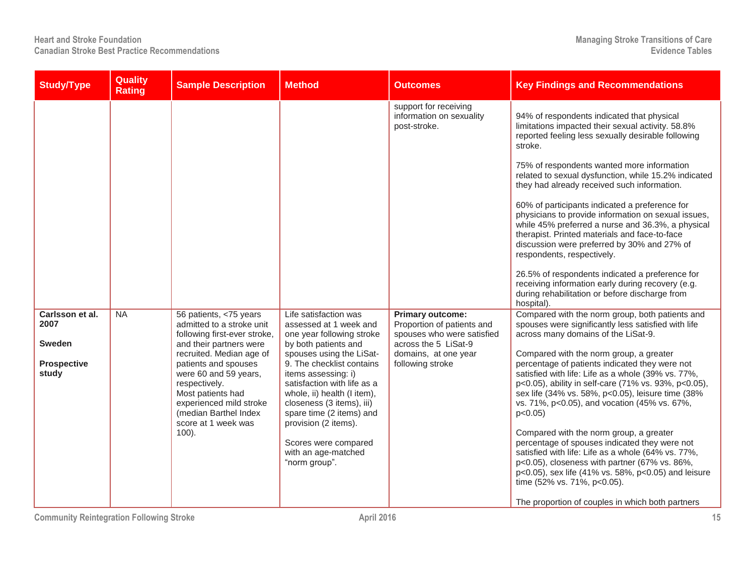| Study/Type | Quality Rating | Sample Description | Method | Outcomes | Key Findings and Recommendations |
|---|---|---|---|---|---|
| | | | | support for receiving information on sexuality post-stroke. | 94% of respondents indicated that physical limitations impacted their sexual activity. 58.8% reported feeling less sexually desirable following stroke.<br><br>75% of respondents wanted more information related to sexual dysfunction, while 15.2% indicated they had already received such information.<br><br>60% of participants indicated a preference for physicians to provide information on sexual issues, while 45% preferred a nurse and 36.3%, a physical therapist. Printed materials and face-to-face discussion were preferred by 30% and 27% of respondents, respectively.<br><br>26.5% of respondents indicated a preference for receiving information early during recovery (e.g. during rehabilitation or before discharge from hospital). |
| **Carlsson et al. 2007**<br><br>**Sweden**<br><br>**Prospective study** | NA | 56 patients, <75 years admitted to a stroke unit following first-ever stroke, and their partners were recruited. Median age of patients and spouses were 60 and 59 years, respectively.<br>Most patients had experienced mild stroke (median Barthel Index score at 1 week was 100). | Life satisfaction was assessed at 1 week and one year following stroke by both patients and spouses using the LiSat-9. The checklist contains items assessing: i) satisfaction with life as a whole, ii) health (I item), closeness (3 items), iii) spare time (2 items) and provision (2 items).<br><br>Scores were compared with an age-matched "norm group". | **Primary outcome:** Proportion of patients and spouses who were satisfied across the 5 LiSat-9 domains, at one year following stroke | Compared with the norm group, both patients and spouses were significantly less satisfied with life across many domains of the LiSat-9.<br><br>Compared with the norm group, a greater percentage of patients indicated they were not satisfied with life: Life as a whole (39% vs. 77%, $p<0.05$), ability in self-care (71% vs. 93%, $p<0.05$), sex life (34% vs. 58%, $p<0.05$), leisure time (38% vs. 71%, $p<0.05$), and vocation (45% vs. 67%, $p<0.05$)<br><br>Compared with the norm group, a greater percentage of spouses indicated they were not satisfied with life: Life as a whole (64% vs. 77%, $p<0.05$), closeness with partner (67% vs. 86%, $p<0.05$), sex life (41% vs. 58%, $p<0.05$) and leisure time (52% vs. 71%, $p<0.05$).<br><br>The proportion of couples in which both partners |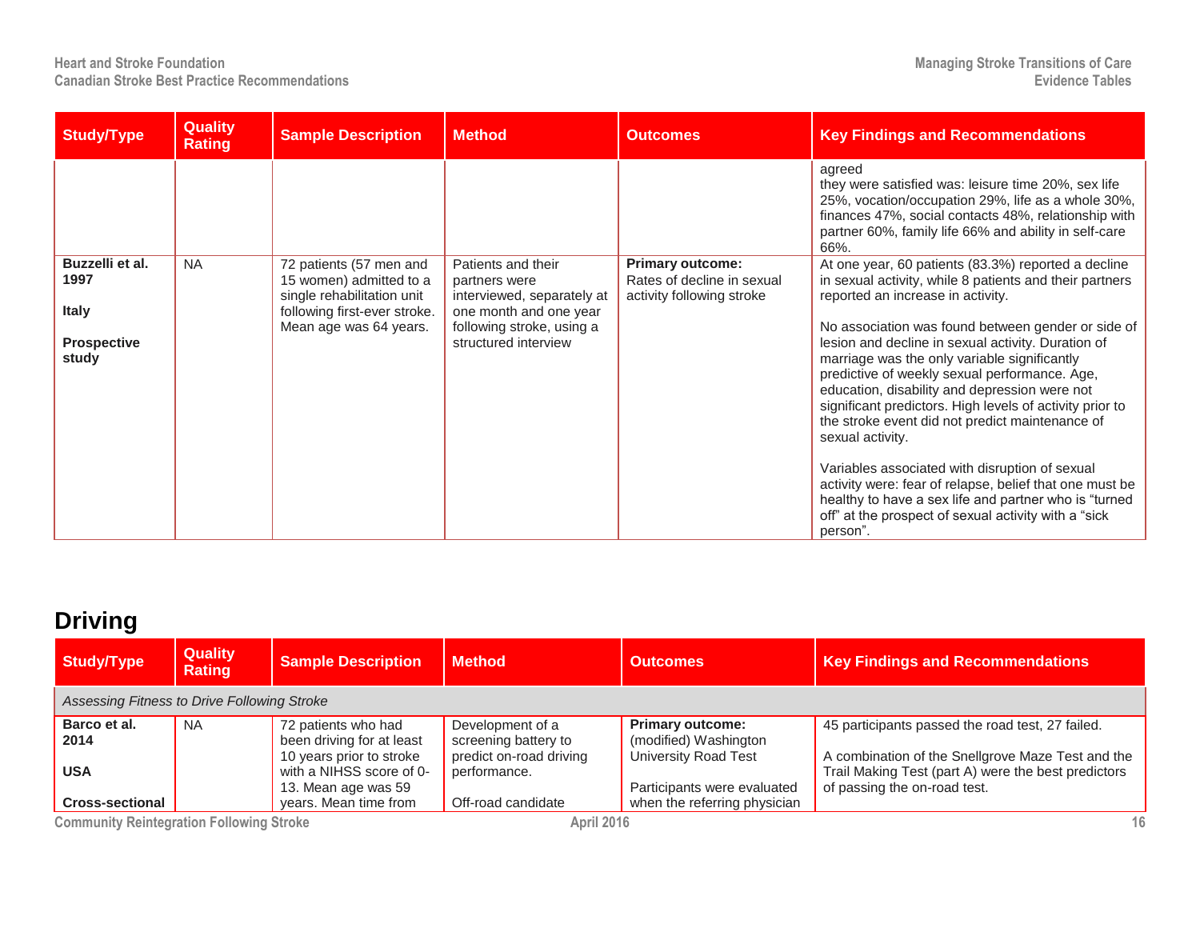| Study/Type | Quality Rating | Sample Description | Method | Outcomes | Key Findings and Recommendations |
|---|---|---|---|---|---|
| | | | | | agreed<br>they were satisfied was: leisure time 20%, sex life 25%, vocation/occupation 29%, life as a whole 30%, finances 47%, social contacts 48%, relationship with partner 60%, family life 66% and ability in self-care 66%. |
| **Buzzelli et al. 1997**<br><br>**Italy**<br><br>**Prospective study** | NA | 72 patients (57 men and 15 women) admitted to a single rehabilitation unit following first-ever stroke. Mean age was 64 years. | Patients and their partners were interviewed, separately at one month and one year following stroke, using a structured interview | **Primary outcome:**<br>Rates of decline in sexual activity following stroke | At one year, 60 patients (83.3%) reported a decline in sexual activity, while 8 patients and their partners reported an increase in activity.<br><br>No association was found between gender or side of lesion and decline in sexual activity. Duration of marriage was the only variable significantly predictive of weekly sexual performance. Age, education, disability and depression were not significant predictors. High levels of activity prior to the stroke event did not predict maintenance of sexual activity.<br><br>Variables associated with disruption of sexual activity were: fear of relapse, belief that one must be healthy to have a sex life and partner who is "turned off" at the prospect of sexual activity with a "sick person". |

## Driving

| Study/Type | Quality Rating | Sample Description | Method | Outcomes | Key Findings and Recommendations |
|---|---|---|---|---|---|
| *Assessing Fitness to Drive Following Stroke* | | | | | |
| **Barco et al. 2014**<br><br>**USA**<br><br>**Cross-sectional** | NA | 72 patients who had been driving for at least 10 years prior to stroke with a NIHSS score of 0-13. Mean age was 59 years. Mean time from | Development of a screening battery to predict on-road driving performance.<br><br>Off-road candidate | **Primary outcome:**<br>(modified) Washington University Road Test<br><br>Participants were evaluated when the referring physician | 45 participants passed the road test, 27 failed.<br><br>A combination of the Snellgrove Maze Test and the Trail Making Test (part A) were the best predictors of passing the on-road test. |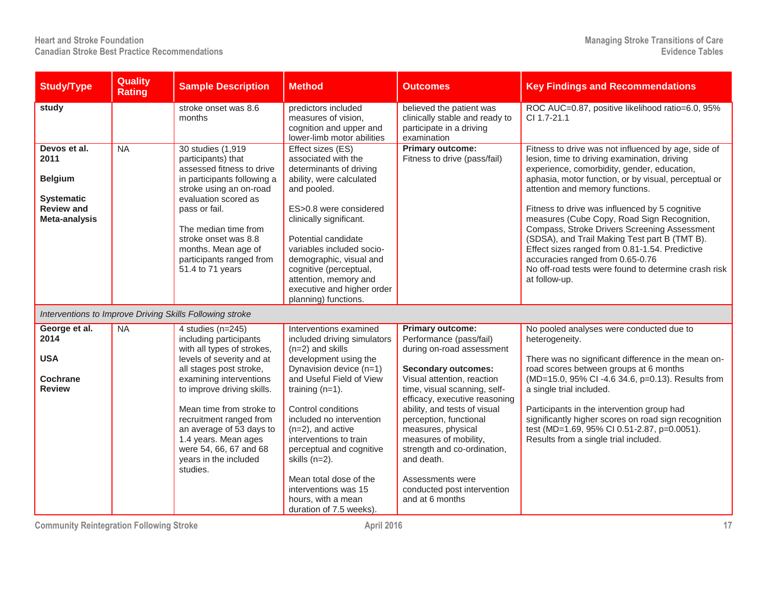| Study/Type | Quality Rating | Sample Description | Method | Outcomes | Key Findings and Recommendations |
|---|---|---|---|---|---|
| **study** | | stroke onset was 8.6 months | predictors included measures of vision, cognition and upper and lower-limb motor abilities | believed the patient was clinically stable and ready to participate in a driving examination | ROC AUC=0.87, positive likelihood ratio=6.0, 95% CI 1.7-21.1 |
| **Devos et al. 2011**<br><br>**Belgium**<br><br>**Systematic Review and Meta-analysis** | NA | 30 studies (1,919 participants) that assessed fitness to drive in participants following a stroke using an on-road evaluation scored as pass or fail.<br><br>The median time from stroke onset was 8.8 months. Mean age of participants ranged from 51.4 to 71 years | Effect sizes (ES) associated with the determinants of driving ability, were calculated and pooled.<br><br>ES>0.8 were considered clinically significant.<br><br>Potential candidate variables included socio-demographic, visual and cognitive (perceptual, attention, memory and executive and higher order planning) functions. | **Primary outcome:**<br>Fitness to drive (pass/fail) | Fitness to drive was not influenced by age, side of lesion, time to driving examination, driving experience, comorbidity, gender, education, aphasia, motor function, or by visual, perceptual or attention and memory functions.<br><br>Fitness to drive was influenced by 5 cognitive measures (Cube Copy, Road Sign Recognition, Compass, Stroke Drivers Screening Assessment (SDSA), and Trail Making Test part B (TMT B). Effect sizes ranged from 0.81-1.54. Predictive accuracies ranged from 0.65-0.76<br>No off-road tests were found to determine crash risk at follow-up. |
| *Interventions to Improve Driving Skills Following stroke* | | | | | |
| **George et al. 2014**<br><br>**USA**<br><br>**Cochrane Review** | NA | 4 studies (n=245) including participants with all types of strokes, levels of severity and at all stages post stroke, examining interventions to improve driving skills.<br><br>Mean time from stroke to recruitment ranged from an average of 53 days to 1.4 years. Mean ages were 54, 66, 67 and 68 years in the included studies. | Interventions examined included driving simulators (n=2) and skills development using the Dynavision device (n=1) and Useful Field of View training (n=1).<br><br>Control conditions included no intervention (n=2), and active interventions to train perceptual and cognitive skills (n=2).<br><br>Mean total dose of the interventions was 15 hours, with a mean duration of 7.5 weeks). | **Primary outcome:**<br>Performance (pass/fail) during on-road assessment<br><br>**Secondary outcomes:**<br>Visual attention, reaction time, visual scanning, self-efficacy, executive reasoning ability, and tests of visual perception, functional measures, physical measures of mobility, strength and co-ordination, and death.<br><br>Assessments were conducted post intervention and at 6 months | No pooled analyses were conducted due to heterogeneity.<br><br>There was no significant difference in the mean on-road scores between groups at 6 months (MD=15.0, 95% CI -4.6 34.6, p=0.13). Results from a single trial included.<br><br>Participants in the intervention group had significantly higher scores on road sign recognition test (MD=1.69, 95% CI 0.51-2.87, p=0.0051). Results from a single trial included. |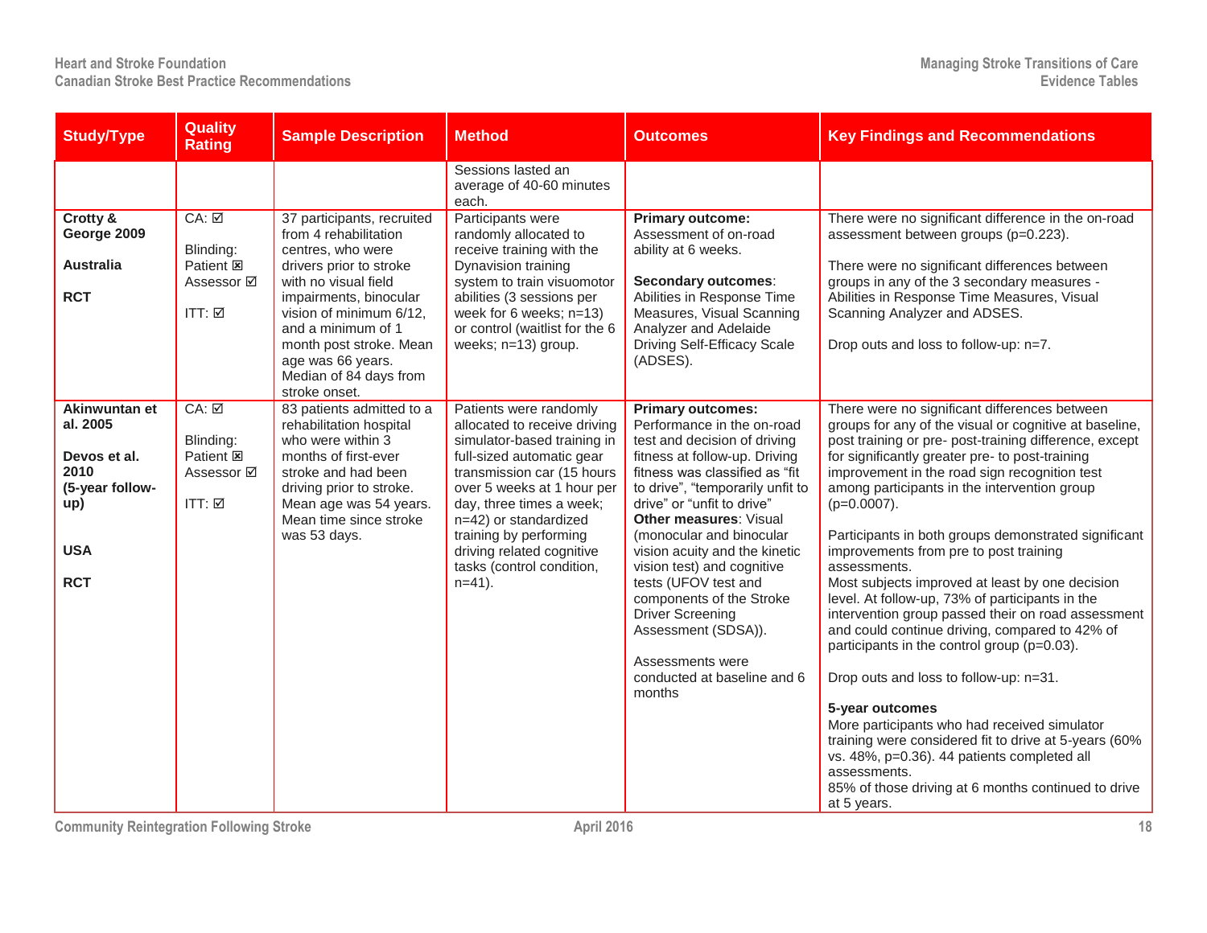| Study/Type | Quality Rating | Sample Description | Method | Outcomes | Key Findings and Recommendations |
|---|---|---|---|---|---|
| | | | Sessions lasted an average of 40-60 minutes each. | | |
| **Crotty & George 2009**<br><br>**Australia**<br><br>**RCT** | CA: ☑<br><br>Blinding:<br>Patient ☒<br>Assessor ☑<br><br>ITT: ☑ | 37 participants, recruited from 4 rehabilitation centres, who were drivers prior to stroke with no visual field impairments, binocular vision of minimum 6/12, and a minimum of 1 month post stroke. Mean age was 66 years. Median of 84 days from stroke onset. | Participants were randomly allocated to receive training with the Dynavision training system to train visuomotor abilities (3 sessions per week for 6 weeks; n=13) or control (waitlist for the 6 weeks; n=13) group. | **Primary outcome:** Assessment of on-road ability at 6 weeks.<br><br>**Secondary outcomes**: Abilities in Response Time Measures, Visual Scanning Analyzer and Adelaide Driving Self-Efficacy Scale (ADSES). | There were no significant difference in the on-road assessment between groups (p=0.223).<br><br>There were no significant differences between groups in any of the 3 secondary measures - Abilities in Response Time Measures, Visual Scanning Analyzer and ADSES.<br><br>Drop outs and loss to follow-up: n=7. |
| **Akinwuntan et al. 2005**<br><br>**Devos et al. 2010**<br>**(5-year follow-up)**<br><br>**USA**<br><br>**RCT** | CA: ☑<br><br>Blinding:<br>Patient ☒<br>Assessor ☑<br><br>ITT: ☑ | 83 patients admitted to a rehabilitation hospital who were within 3 months of first-ever stroke and had been driving prior to stroke. Mean age was 54 years. Mean time since stroke was 53 days. | Patients were randomly allocated to receive driving simulator-based training in full-sized automatic gear transmission car (15 hours over 5 weeks at 1 hour per day, three times a week; n=42) or standardized training by performing driving related cognitive tasks (control condition, n=41). | **Primary outcomes:** Performance in the on-road test and decision of driving fitness at follow-up. Driving fitness was classified as "fit to drive", "temporarily unfit to drive" or "unfit to drive"<br>**Other measures**: Visual (monocular and binocular vision acuity and the kinetic vision test) and cognitive tests (UFOV test and components of the Stroke Driver Screening Assessment (SDSA)).<br><br>Assessments were conducted at baseline and 6 months | There were no significant differences between groups for any of the visual or cognitive at baseline, post training or pre- post-training difference, except for significantly greater pre- to post-training improvement in the road sign recognition test among participants in the intervention group (p=0.0007).<br><br>Participants in both groups demonstrated significant improvements from pre to post training assessments.<br>Most subjects improved at least by one decision level. At follow-up, 73% of participants in the intervention group passed their on road assessment and could continue driving, compared to 42% of participants in the control group (p=0.03).<br><br>Drop outs and loss to follow-up: n=31.<br><br>**5-year outcomes**<br>More participants who had received simulator training were considered fit to drive at 5-years (60% vs. 48%, p=0.36). 44 patients completed all assessments.<br>85% of those driving at 6 months continued to drive at 5 years. |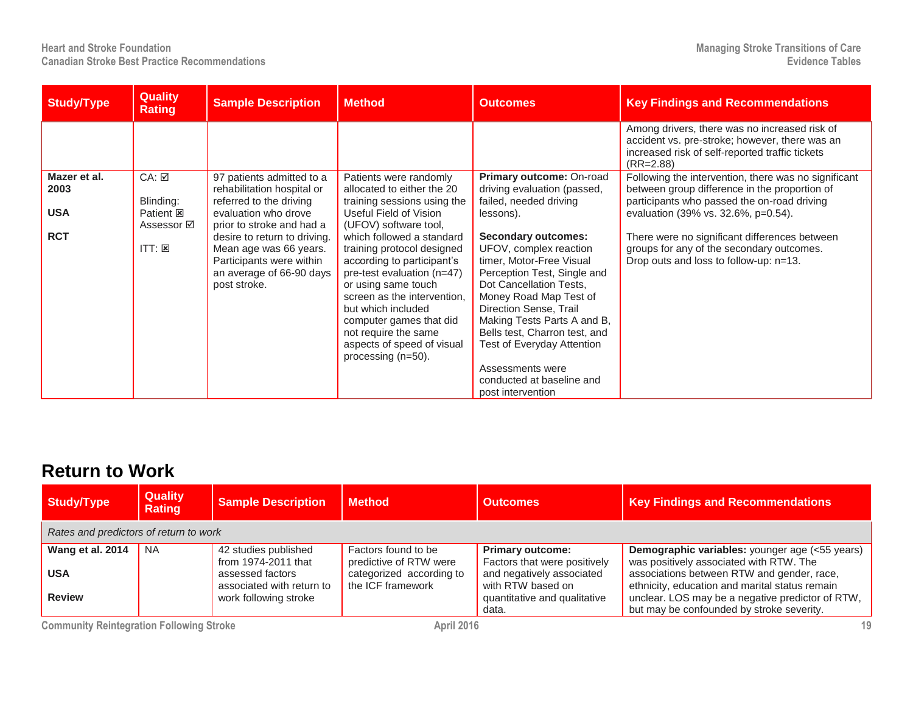| Study/Type | Quality Rating | Sample Description | Method | Outcomes | Key Findings and Recommendations |
|---|---|---|---|---|---|
| | | | | | Among drivers, there was no increased risk of accident vs. pre-stroke; however, there was an increased risk of self-reported traffic tickets (RR=2.88) |
| **Mazer et al. 2003**<br><br>**USA**<br><br>**RCT** | CA: ☑<br><br>Blinding:<br>Patient ☒<br>Assessor ☑<br><br>ITT: ☒ | 97 patients admitted to a rehabilitation hospital or referred to the driving evaluation who drove prior to stroke and had a desire to return to driving. Mean age was 66 years. Participants were within an average of 66-90 days post stroke. | Patients were randomly allocated to either the 20 training sessions using the Useful Field of Vision (UFOV) software tool, which followed a standard training protocol designed according to participant's pre-test evaluation (n=47) or using same touch screen as the intervention, but which included computer games that did not require the same aspects of speed of visual processing (n=50). | **Primary outcome:** On-road driving evaluation (passed, failed, needed driving lessons).<br><br>**Secondary outcomes:** UFOV, complex reaction timer, Motor-Free Visual Perception Test, Single and Dot Cancellation Tests, Money Road Map Test of Direction Sense, Trail Making Tests Parts A and B, Bells test, Charron test, and Test of Everyday Attention<br><br>Assessments were conducted at baseline and post intervention | Following the intervention, there was no significant between group difference in the proportion of participants who passed the on-road driving evaluation (39% vs. 32.6%, p=0.54).<br><br>There were no significant differences between groups for any of the secondary outcomes.<br>Drop outs and loss to follow-up: n=13. |

## Return to Work

| Study/Type | Quality Rating | Sample Description | Method | Outcomes | Key Findings and Recommendations |
|---|---|---|---|---|---|
| *Rates and predictors of return to work* | | | | | |
| **Wang et al. 2014**<br><br>**USA**<br><br>**Review** | NA | 42 studies published from 1974-2011 that assessed factors associated with return to work following stroke | Factors found to be predictive of RTW were categorized according to the ICF framework | **Primary outcome:** Factors that were positively and negatively associated with RTW based on quantitative and qualitative data. | **Demographic variables:** younger age (<55 years) was positively associated with RTW. The associations between RTW and gender, race, ethnicity, education and marital status remain unclear. LOS may be a negative predictor of RTW, but may be confounded by stroke severity. |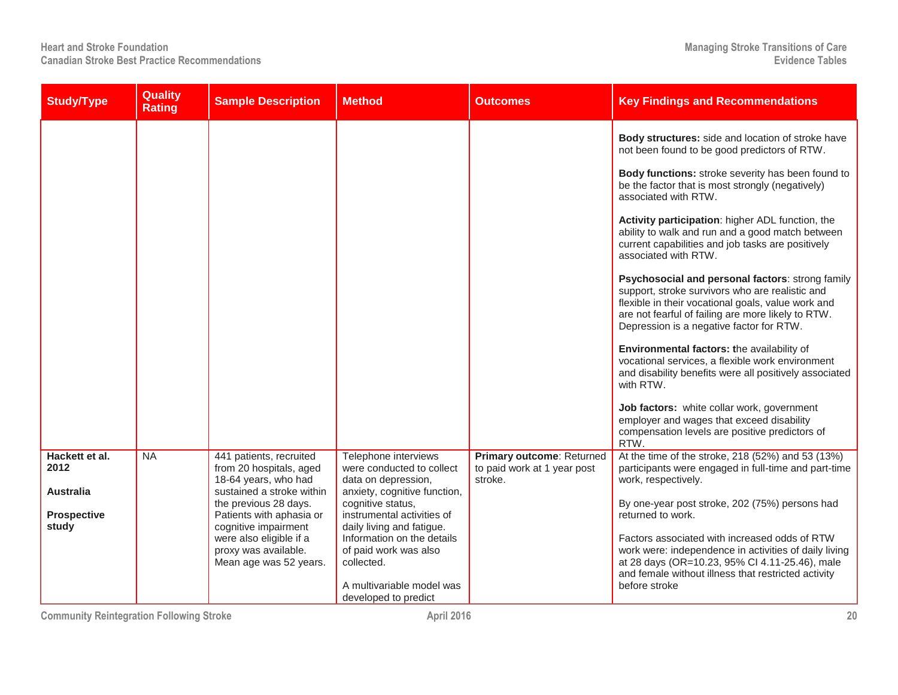| Study/Type | Quality Rating | Sample Description | Method | Outcomes | Key Findings and Recommendations |
|---|---|---|---|---|---|
| | | | | | **Body structures:** side and location of stroke have not been found to be good predictors of RTW.<br><br>**Body functions:** stroke severity has been found to be the factor that is most strongly (negatively) associated with RTW.<br><br>**Activity participation**: higher ADL function, the ability to walk and run and a good match between current capabilities and job tasks are positively associated with RTW.<br><br>**Psychosocial and personal factors**: strong family support, stroke survivors who are realistic and flexible in their vocational goals, value work and are not fearful of failing are more likely to RTW. Depression is a negative factor for RTW.<br><br>**Environmental factors: t**he availability of vocational services, a flexible work environment and disability benefits were all positively associated with RTW.<br><br>**Job factors:** white collar work, government employer and wages that exceed disability compensation levels are positive predictors of RTW. |
| **Hackett et al. 2012**<br><br>**Australia**<br><br>**Prospective study** | NA | 441 patients, recruited from 20 hospitals, aged 18-64 years, who had sustained a stroke within the previous 28 days. Patients with aphasia or cognitive impairment were also eligible if a proxy was available. Mean age was 52 years. | Telephone interviews were conducted to collect data on depression, anxiety, cognitive function, cognitive status, instrumental activities of daily living and fatigue. Information on the details of paid work was also collected.<br><br>A multivariable model was developed to predict | **Primary outcome**: Returned to paid work at 1 year post stroke. | At the time of the stroke, 218 (52%) and 53 (13%) participants were engaged in full-time and part-time work, respectively.<br><br>By one-year post stroke, 202 (75%) persons had returned to work.<br><br>Factors associated with increased odds of RTW work were: independence in activities of daily living at 28 days (OR=10.23, 95% CI 4.11-25.46), male and female without illness that restricted activity before stroke |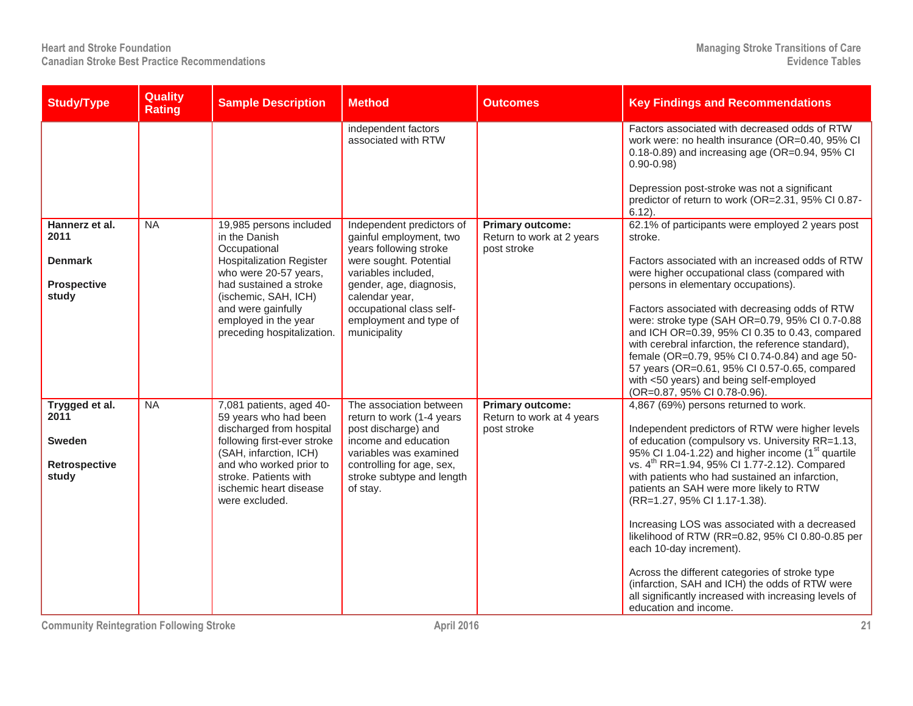| Study/Type | Quality Rating | Sample Description | Method | Outcomes | Key Findings and Recommendations |
|---|---|---|---|---|---|
| | | | independent factors associated with RTW | | Factors associated with decreased odds of RTW work were: no health insurance (OR=0.40, 95% CI 0.18-0.89) and increasing age (OR=0.94, 95% CI 0.90-0.98)<br><br>Depression post-stroke was not a significant predictor of return to work (OR=2.31, 95% CI 0.87-6.12). |
| **Hannerz et al. 2011**<br><br>**Denmark**<br><br>**Prospective study** | NA | 19,985 persons included in the Danish Occupational Hospitalization Register who were 20-57 years, had sustained a stroke (ischemic, SAH, ICH) and were gainfully employed in the year preceding hospitalization. | Independent predictors of gainful employment, two years following stroke were sought. Potential variables included, gender, age, diagnosis, calendar year, occupational class self-employment and type of municipality | **Primary outcome:** Return to work at 2 years post stroke | 62.1% of participants were employed 2 years post stroke.<br><br>Factors associated with an increased odds of RTW were higher occupational class (compared with persons in elementary occupations).<br><br>Factors associated with decreasing odds of RTW were: stroke type (SAH OR=0.79, 95% CI 0.7-0.88 and ICH OR=0.39, 95% CI 0.35 to 0.43, compared with cerebral infarction, the reference standard), female (OR=0.79, 95% CI 0.74-0.84) and age 50-57 years (OR=0.61, 95% CI 0.57-0.65, compared with <50 years) and being self-employed (OR=0.87, 95% CI 0.78-0.96). |
| **Trygged et al. 2011**<br><br>**Sweden**<br><br>**Retrospective study** | NA | 7,081 patients, aged 40-59 years who had been discharged from hospital following first-ever stroke (SAH, infarction, ICH) and who worked prior to stroke. Patients with ischemic heart disease were excluded. | The association between return to work (1-4 years post discharge) and income and education variables was examined controlling for age, sex, stroke subtype and length of stay. | **Primary outcome:** Return to work at 4 years post stroke | 4,867 (69%) persons returned to work.<br><br>Independent predictors of RTW were higher levels of education (compulsory vs. University RR=1.13, 95% CI 1.04-1.22) and higher income (1st quartile vs. 4th RR=1.94, 95% CI 1.77-2.12). Compared with patients who had sustained an infarction, patients an SAH were more likely to RTW (RR=1.27, 95% CI 1.17-1.38).<br><br>Increasing LOS was associated with a decreased likelihood of RTW (RR=0.82, 95% CI 0.80-0.85 per each 10-day increment).<br><br>Across the different categories of stroke type (infarction, SAH and ICH) the odds of RTW were all significantly increased with increasing levels of education and income. |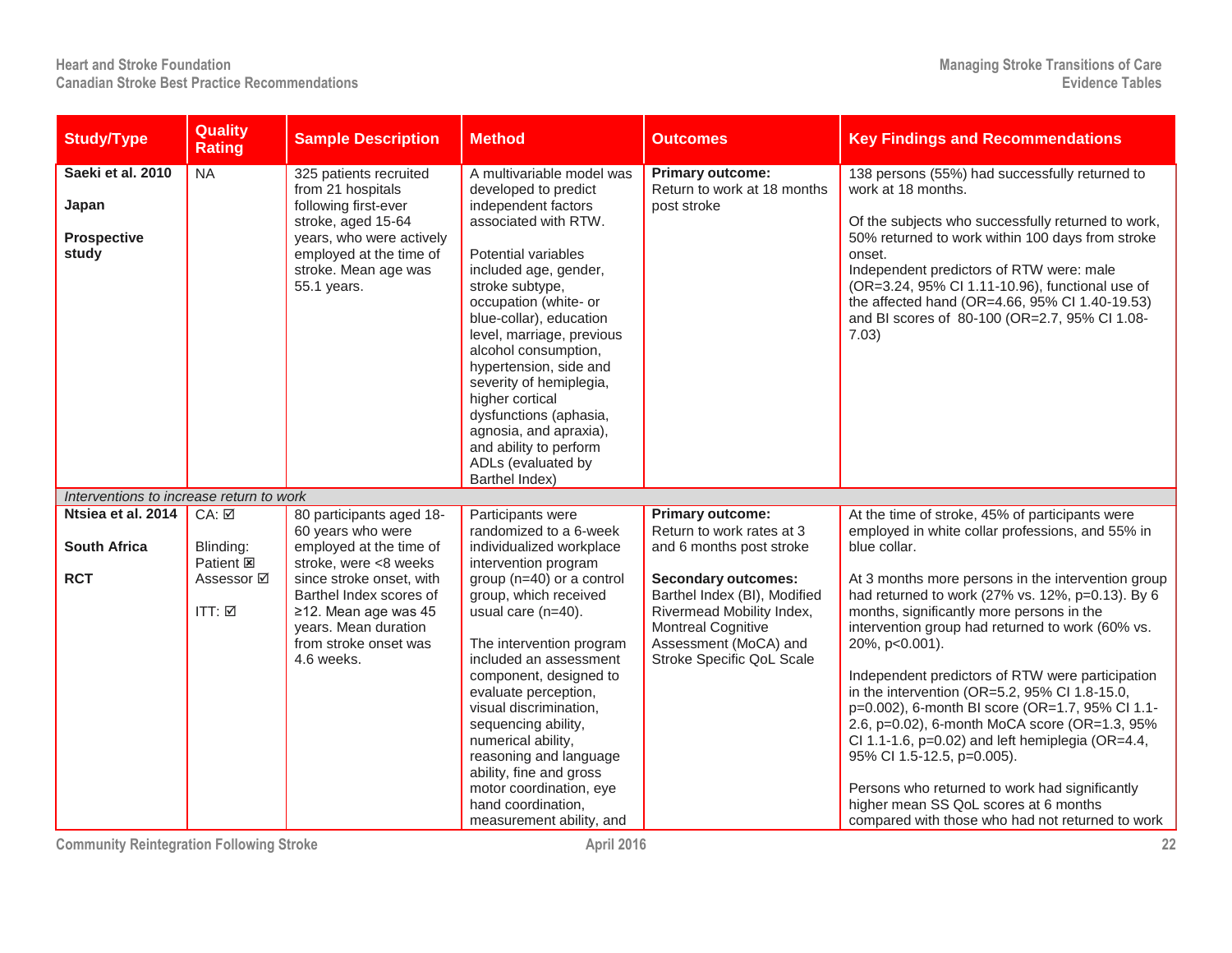| Study/Type | Quality Rating | Sample Description | Method | Outcomes | Key Findings and Recommendations |
|---|---|---|---|---|---|
| **Saeki et al. 2010**<br><br>**Japan**<br><br>**Prospective study** | NA | 325 patients recruited from 21 hospitals following first-ever stroke, aged 15-64 years, who were actively employed at the time of stroke. Mean age was 55.1 years. | A multivariable model was developed to predict independent factors associated with RTW.<br><br>Potential variables included age, gender, stroke subtype, occupation (white- or blue-collar), education level, marriage, previous alcohol consumption, hypertension, side and severity of hemiplegia, higher cortical dysfunctions (aphasia, agnosia, and apraxia), and ability to perform ADLs (evaluated by Barthel Index) | **Primary outcome:**<br>Return to work at 18 months post stroke | 138 persons (55%) had successfully returned to work at 18 months.<br><br>Of the subjects who successfully returned to work, 50% returned to work within 100 days from stroke onset.<br>Independent predictors of RTW were: male (OR=3.24, 95% CI 1.11-10.96), functional use of the affected hand (OR=4.66, 95% CI 1.40-19.53) and BI scores of 80-100 (OR=2.7, 95% CI 1.08-7.03) |
| *Interventions to increase return to work* | | | | | |
| **Ntsiea et al. 2014**<br><br>**South Africa**<br><br>**RCT** | CA: ☑<br><br>Blinding:<br>Patient ☒<br>Assessor ☑<br><br>ITT: ☑ | 80 participants aged 18-60 years who were employed at the time of stroke, were <8 weeks since stroke onset, with Barthel Index scores of ≥12. Mean age was 45 years. Mean duration from stroke onset was 4.6 weeks. | Participants were randomized to a 6-week individualized workplace intervention program group (n=40) or a control group, which received usual care (n=40).<br><br>The intervention program included an assessment component, designed to evaluate perception, visual discrimination, sequencing ability, numerical ability, reasoning and language ability, fine and gross motor coordination, eye hand coordination, measurement ability, and | **Primary outcome:**<br>Return to work rates at 3 and 6 months post stroke<br><br>**Secondary outcomes:**<br>Barthel Index (BI), Modified Rivermead Mobility Index, Montreal Cognitive Assessment (MoCA) and Stroke Specific QoL Scale | At the time of stroke, 45% of participants were employed in white collar professions, and 55% in blue collar.<br><br>At 3 months more persons in the intervention group had returned to work (27% vs. 12%, p=0.13). By 6 months, significantly more persons in the intervention group had returned to work (60% vs. 20%, p<0.001).<br><br>Independent predictors of RTW were participation in the intervention (OR=5.2, 95% CI 1.8-15.0, p=0.002), 6-month BI score (OR=1.7, 95% CI 1.1-2.6, p=0.02), 6-month MoCA score (OR=1.3, 95% CI 1.1-1.6, p=0.02) and left hemiplegia (OR=4.4, 95% CI 1.5-12.5, p=0.005).<br><br>Persons who returned to work had significantly higher mean SS QoL scores at 6 months compared with those who had not returned to work |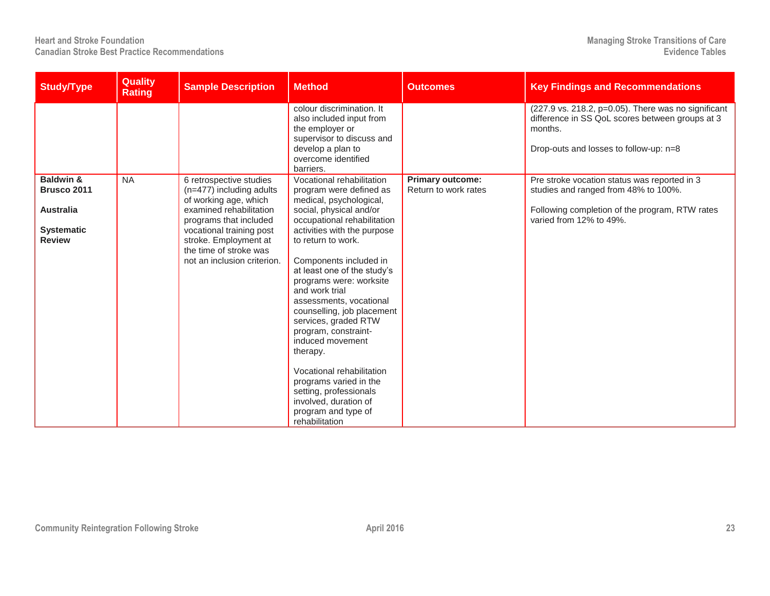| Study/Type | Quality Rating | Sample Description | Method | Outcomes | Key Findings and Recommendations |
|---|---|---|---|---|---|
| | | | colour discrimination. It also included input from the employer or supervisor to discuss and develop a plan to overcome identified barriers. | | (227.9 vs. 218.2, p=0.05). There was no significant difference in SS QoL scores between groups at 3 months.<br><br>Drop-outs and losses to follow-up: n=8 |
| **Baldwin & Brusco 2011**<br><br>**Australia**<br><br>**Systematic Review** | NA | 6 retrospective studies (n=477) including adults of working age, which examined rehabilitation programs that included vocational training post stroke. Employment at the time of stroke was not an inclusion criterion. | Vocational rehabilitation program were defined as medical, psychological, social, physical and/or occupational rehabilitation activities with the purpose to return to work.<br><br>Components included in at least one of the study's programs were: worksite and work trial assessments, vocational counselling, job placement services, graded RTW program, constraint-induced movement therapy.<br><br>Vocational rehabilitation programs varied in the setting, professionals involved, duration of program and type of rehabilitation | **Primary outcome:**<br>Return to work rates | Pre stroke vocation status was reported in 3 studies and ranged from 48% to 100%.<br><br>Following completion of the program, RTW rates varied from 12% to 49%. |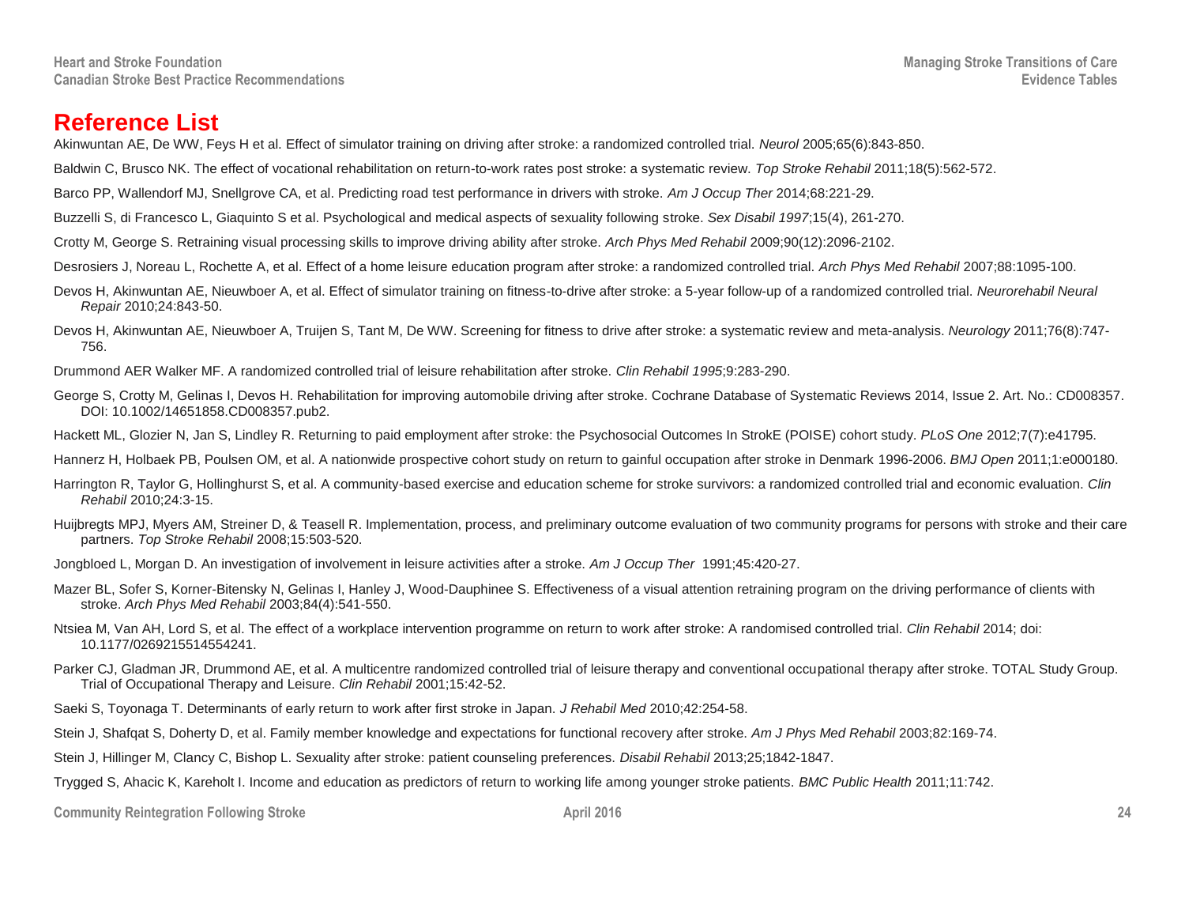# Reference List

Akinwuntan AE, De WW, Feys H et al. Effect of simulator training on driving after stroke: a randomized controlled trial. *Neurol* 2005;65(6):843-850.

Baldwin C, Brusco NK. The effect of vocational rehabilitation on return-to-work rates post stroke: a systematic review. *Top Stroke Rehabil* 2011;18(5):562-572.

Barco PP, Wallendorf MJ, Snellgrove CA, et al. Predicting road test performance in drivers with stroke. *Am J Occup Ther* 2014;68:221-29.

Buzzelli S, di Francesco L, Giaquinto S et al. Psychological and medical aspects of sexuality following stroke. *Sex Disabil 1997*;15(4), 261-270.

Crotty M, George S. Retraining visual processing skills to improve driving ability after stroke. *Arch Phys Med Rehabil* 2009;90(12):2096-2102.

Desrosiers J, Noreau L, Rochette A, et al. Effect of a home leisure education program after stroke: a randomized controlled trial. *Arch Phys Med Rehabil* 2007;88:1095-100.

Devos H, Akinwuntan AE, Nieuwboer A, et al. Effect of simulator training on fitness-to-drive after stroke: a 5-year follow-up of a randomized controlled trial. *Neurorehabil Neural Repair* 2010;24:843-50.

Devos H, Akinwuntan AE, Nieuwboer A, Truijen S, Tant M, De WW. Screening for fitness to drive after stroke: a systematic review and meta-analysis. *Neurology* 2011;76(8):747-756.

Drummond AER Walker MF. A randomized controlled trial of leisure rehabilitation after stroke. *Clin Rehabil 1995*;9:283-290.

George S, Crotty M, Gelinas I, Devos H. Rehabilitation for improving automobile driving after stroke. Cochrane Database of Systematic Reviews 2014, Issue 2. Art. No.: CD008357. DOI: 10.1002/14651858.CD008357.pub2.

Hackett ML, Glozier N, Jan S, Lindley R. Returning to paid employment after stroke: the Psychosocial Outcomes In StrokE (POISE) cohort study. *PLoS One* 2012;7(7):e41795.

Hannerz H, Holbaek PB, Poulsen OM, et al. A nationwide prospective cohort study on return to gainful occupation after stroke in Denmark 1996-2006. *BMJ Open* 2011;1:e000180.

Harrington R, Taylor G, Hollinghurst S, et al. A community-based exercise and education scheme for stroke survivors: a randomized controlled trial and economic evaluation. *Clin Rehabil* 2010;24:3-15.

Huijbregts MPJ, Myers AM, Streiner D, & Teasell R. Implementation, process, and preliminary outcome evaluation of two community programs for persons with stroke and their care partners. *Top Stroke Rehabil* 2008;15:503-520.

Jongbloed L, Morgan D. An investigation of involvement in leisure activities after a stroke. *Am J Occup Ther* 1991;45:420-27.

Mazer BL, Sofer S, Korner-Bitensky N, Gelinas I, Hanley J, Wood-Dauphinee S. Effectiveness of a visual attention retraining program on the driving performance of clients with stroke. *Arch Phys Med Rehabil* 2003;84(4):541-550.

Ntsiea M, Van AH, Lord S, et al. The effect of a workplace intervention programme on return to work after stroke: A randomised controlled trial. *Clin Rehabil* 2014; doi: 10.1177/0269215514554241.

Parker CJ, Gladman JR, Drummond AE, et al. A multicentre randomized controlled trial of leisure therapy and conventional occupational therapy after stroke. TOTAL Study Group. Trial of Occupational Therapy and Leisure. *Clin Rehabil* 2001;15:42-52.

Saeki S, Toyonaga T. Determinants of early return to work after first stroke in Japan. *J Rehabil Med* 2010;42:254-58.

Stein J, Shafqat S, Doherty D, et al. Family member knowledge and expectations for functional recovery after stroke. *Am J Phys Med Rehabil* 2003;82:169-74.

Stein J, Hillinger M, Clancy C, Bishop L. Sexuality after stroke: patient counseling preferences. *Disabil Rehabil* 2013;25;1842-1847.

Trygged S, Ahacic K, Kareholt I. Income and education as predictors of return to working life among younger stroke patients. *BMC Public Health* 2011;11:742.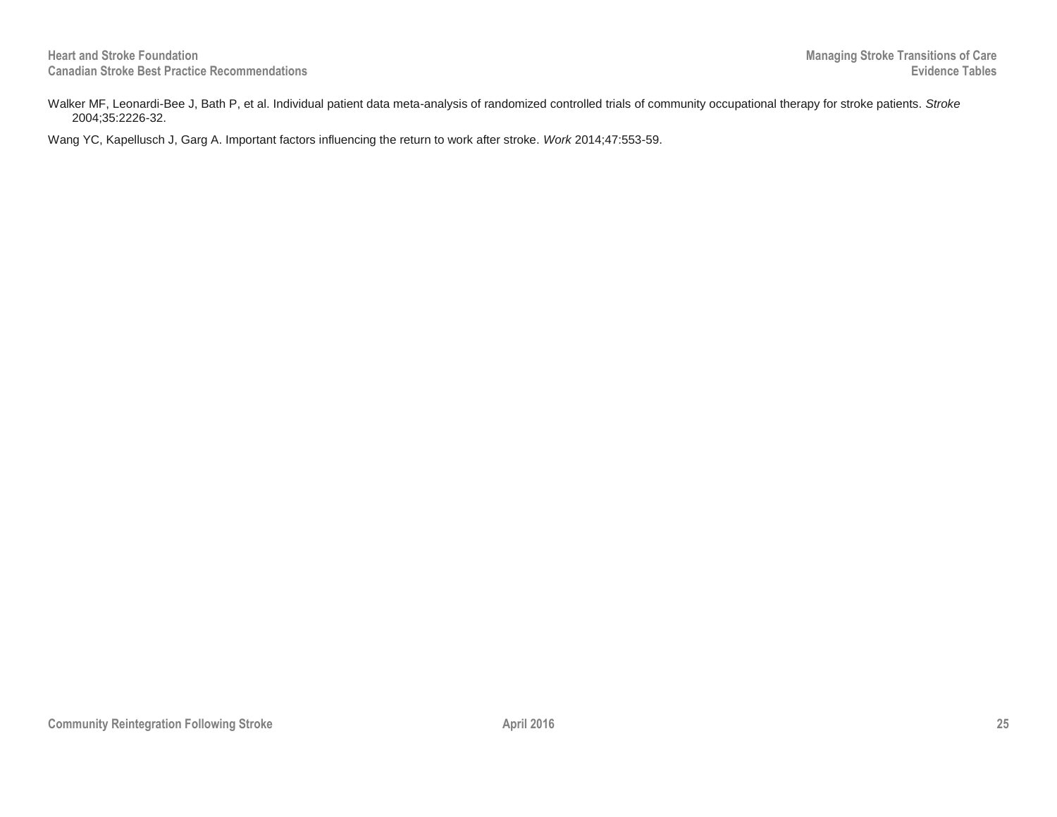Walker MF, Leonardi-Bee J, Bath P, et al. Individual patient data meta-analysis of randomized controlled trials of community occupational therapy for stroke patients. *Stroke* 2004;35:2226-32.

Wang YC, Kapellusch J, Garg A. Important factors influencing the return to work after stroke. *Work* 2014;47:553-59.